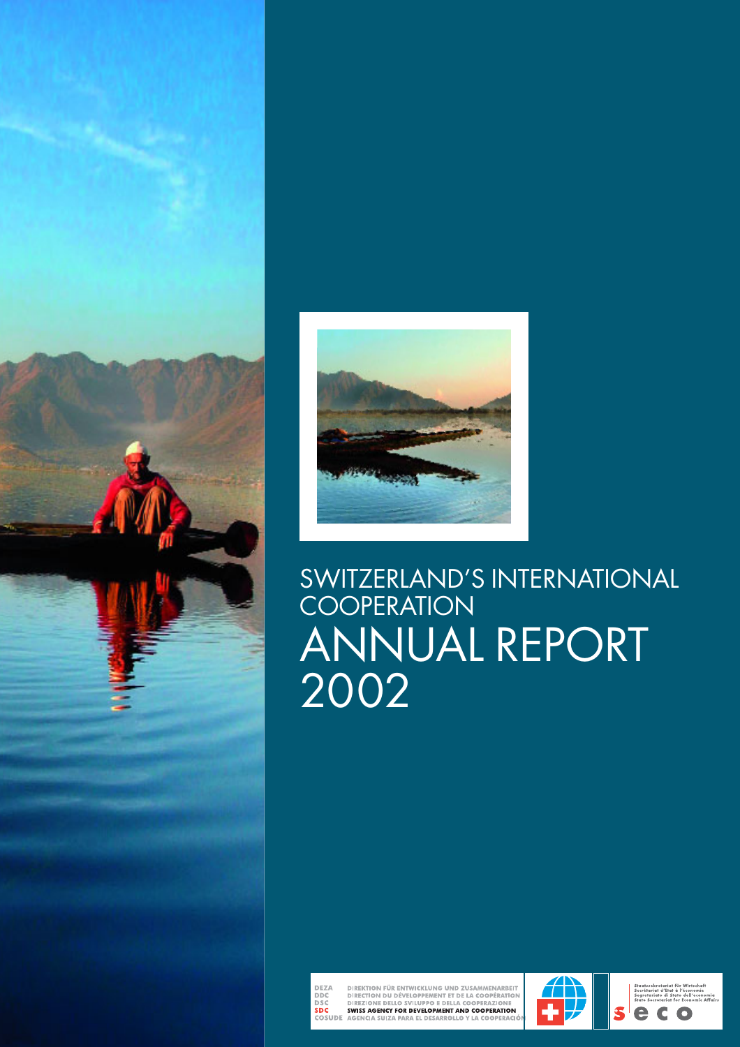# SWITZERLAND'S INTERNATIONAL COOPERATION

# ANNUAL REPORT 2002

DEZA DIREKTION FÜR ENTWICKLUNG UND ZUSAMMENARBEIT
DDC DIRECTION DU DÉVELOPPEMENT ET DE LA COOPÉRATION
DSC DIREZIONE DELLO SVILUPPO E DELLA COOPERAZIONE
SDC SWISS AGENCY FOR DEVELOPMENT AND COOPERATION
COSUDE AGENCIA SUIZA PARA EL DESARROLLO Y LA COOPERACIÓN

Staatssekretariat für Wirtschaft
Secrétariat d'Etat à l'économie
Segretariato di Stato dell'economia
State Secretariat for Economic Affairs

seco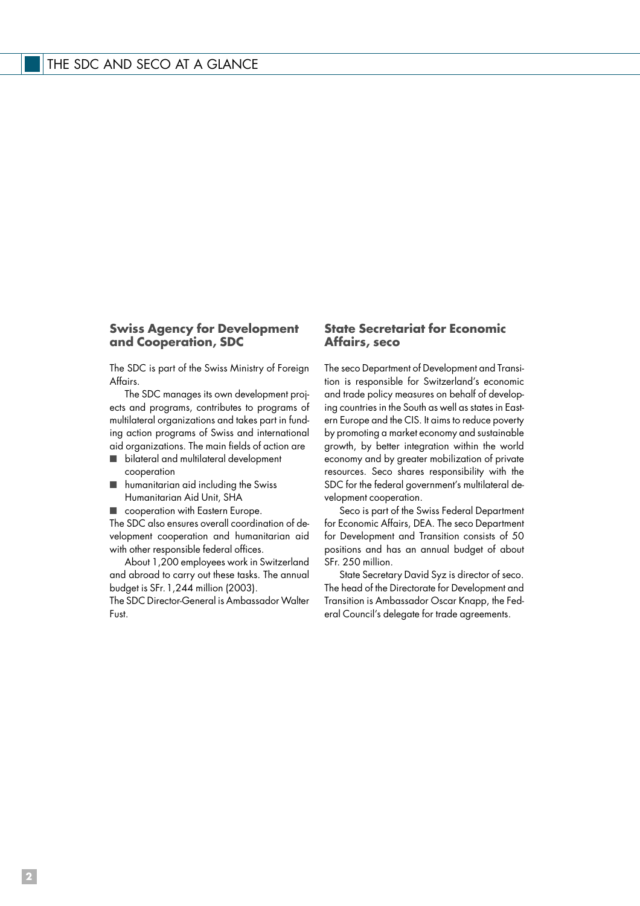# THE SDC AND SECO AT A GLANCE

## Swiss Agency for Development and Cooperation, SDC

The SDC is part of the Swiss Ministry of Foreign Affairs.

The SDC manages its own development projects and programs, contributes to programs of multilateral organizations and takes part in funding action programs of Swiss and international aid organizations. The main fields of action are

- bilateral and multilateral development cooperation
- humanitarian aid including the Swiss Humanitarian Aid Unit, SHA
- cooperation with Eastern Europe.

The SDC also ensures overall coordination of development cooperation and humanitarian aid with other responsible federal offices.

About 1,200 employees work in Switzerland and abroad to carry out these tasks. The annual budget is SFr. 1,244 million (2003).

The SDC Director-General is Ambassador Walter Fust.

## State Secretariat for Economic Affairs, seco

The seco Department of Development and Transition is responsible for Switzerland's economic and trade policy measures on behalf of developing countries in the South as well as states in Eastern Europe and the CIS. It aims to reduce poverty by promoting a market economy and sustainable growth, by better integration within the world economy and by greater mobilization of private resources. Seco shares responsibility with the SDC for the federal government's multilateral development cooperation.

Seco is part of the Swiss Federal Department for Economic Affairs, DEA. The seco Department for Development and Transition consists of 50 positions and has an annual budget of about SFr. 250 million.

State Secretary David Syz is director of seco. The head of the Directorate for Development and Transition is Ambassador Oscar Knapp, the Federal Council's delegate for trade agreements.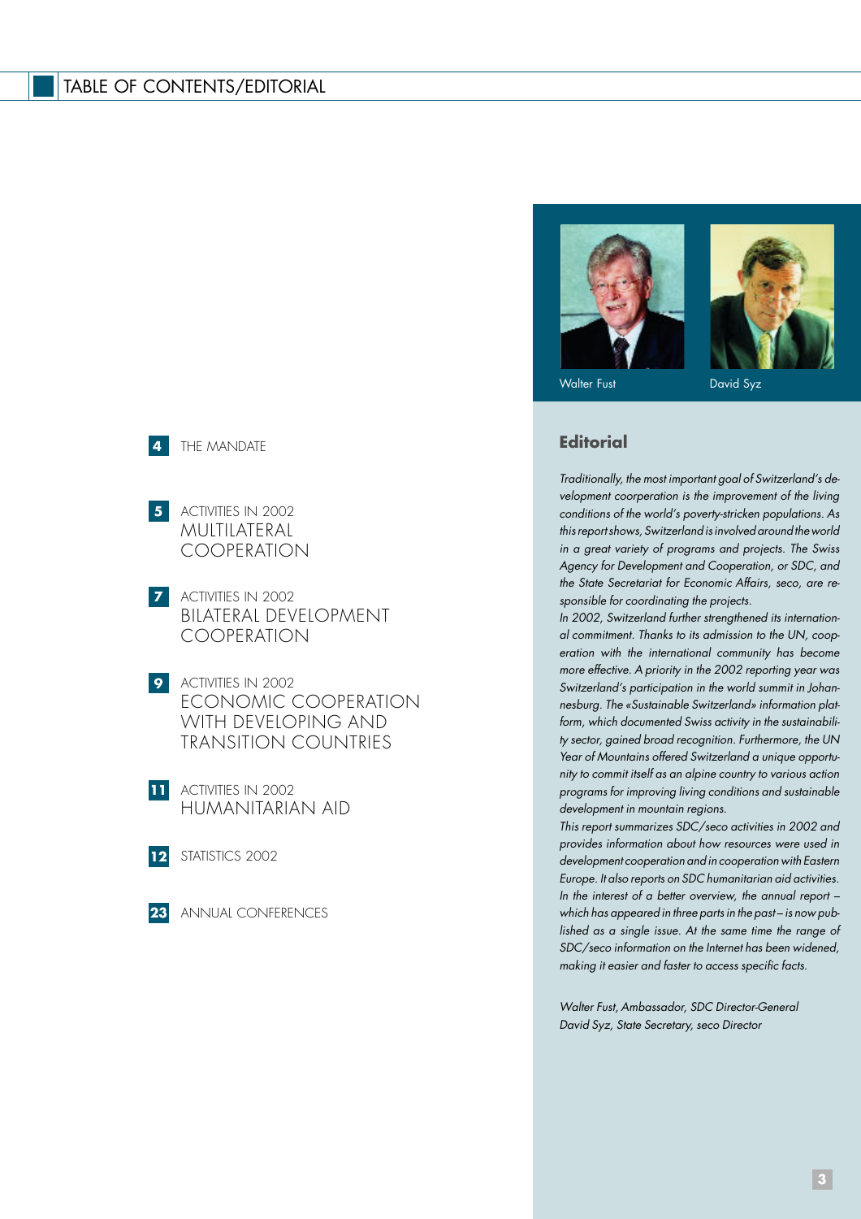# TABLE OF CONTENTS/EDITORIAL

- **4** THE MANDATE
- **5** ACTIVITIES IN 2002 MULTILATERAL COOPERATION
- **7** ACTIVITIES IN 2002 BILATERAL DEVELOPMENT COOPERATION
- **9** ACTIVITIES IN 2002 ECONOMIC COOPERATION WITH DEVELOPING AND TRANSITION COUNTRIES
- **11** ACTIVITIES IN 2002 HUMANITARIAN AID
- **12** STATISTICS 2002
- **23** ANNUAL CONFERENCES

Walter Fust    David Syz

## Editorial

*Traditionally, the most important goal of Switzerland's development cooperation is the improvement of the living conditions of the world's poverty-stricken populations. As this report shows, Switzerland is involved around the world in a great variety of programs and projects. The Swiss Agency for Development and Cooperation, or SDC, and the State Secretariat for Economic Affairs, seco, are responsible for coordinating the projects.*

*In 2002, Switzerland further strengthened its international commitment. Thanks to its admission to the UN, cooperation with the international community has become more effective. A priority in the 2002 reporting year was Switzerland's participation in the world summit in Johannesburg. The «Sustainable Switzerland» information platform, which documented Swiss activity in the sustainability sector, gained broad recognition. Furthermore, the UN Year of Mountains offered Switzerland a unique opportunity to commit itself as an alpine country to various action programs for improving living conditions and sustainable development in mountain regions.*

*This report summarizes SDC/seco activities in 2002 and provides information about how resources were used in development cooperation and in cooperation with Eastern Europe. It also reports on SDC humanitarian aid activities. In the interest of a better overview, the annual report – which has appeared in three parts in the past – is now published as a single issue. At the same time the range of SDC/seco information on the Internet has been widened, making it easier and faster to access specific facts.*

*Walter Fust, Ambassador, SDC Director-General*
*David Syz, State Secretary, seco Director*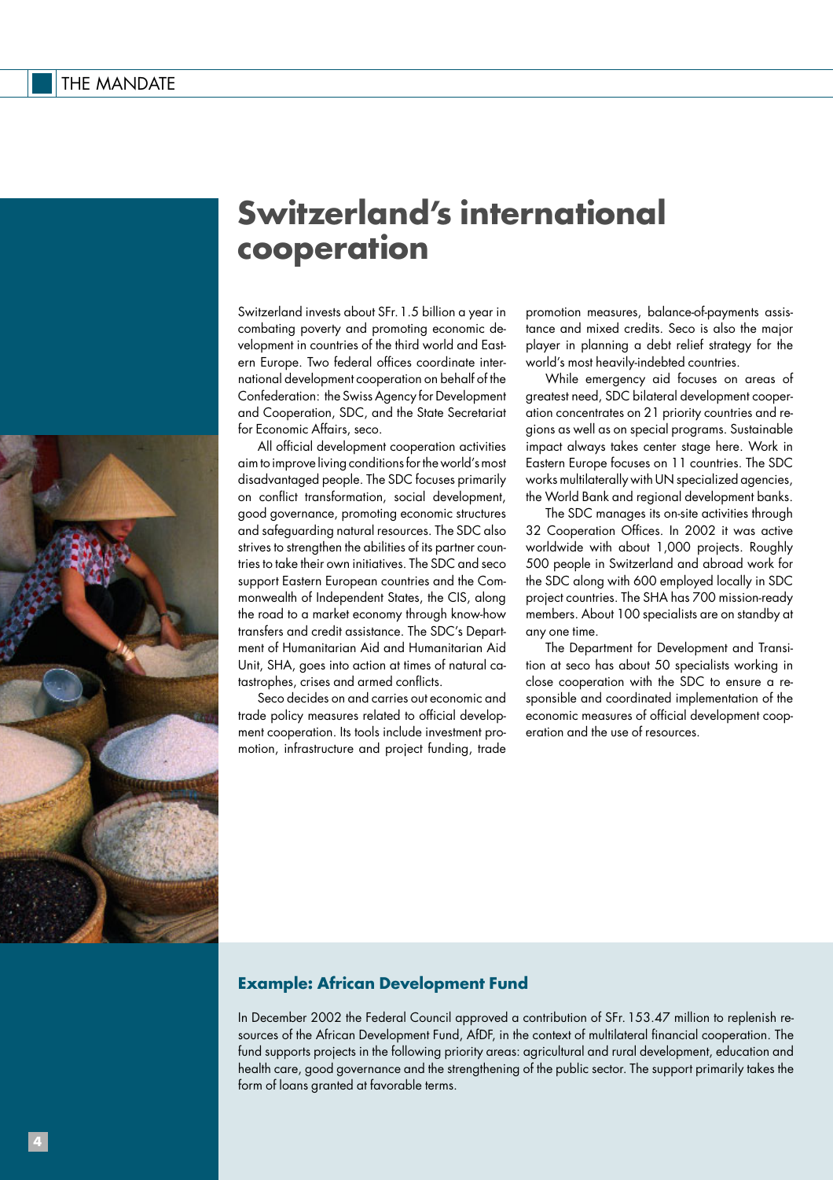# Switzerland's international cooperation

Switzerland invests about SFr. 1.5 billion a year in combating poverty and promoting economic development in countries of the third world and Eastern Europe. Two federal offices coordinate international development cooperation on behalf of the Confederation: the Swiss Agency for Development and Cooperation, SDC, and the State Secretariat for Economic Affairs, seco.

All official development cooperation activities aim to improve living conditions for the world's most disadvantaged people. The SDC focuses primarily on conflict transformation, social development, good governance, promoting economic structures and safeguarding natural resources. The SDC also strives to strengthen the abilities of its partner countries to take their own initiatives. The SDC and seco support Eastern European countries and the Commonwealth of Independent States, the CIS, along the road to a market economy through know-how transfers and credit assistance. The SDC's Department of Humanitarian Aid and Humanitarian Aid Unit, SHA, goes into action at times of natural catastrophes, crises and armed conflicts.

Seco decides on and carries out economic and trade policy measures related to official development cooperation. Its tools include investment promotion, infrastructure and project funding, trade promotion measures, balance-of-payments assistance and mixed credits. Seco is also the major player in planning a debt relief strategy for the world's most heavily-indebted countries.

While emergency aid focuses on areas of greatest need, SDC bilateral development cooperation concentrates on 21 priority countries and regions as well as on special programs. Sustainable impact always takes center stage here. Work in Eastern Europe focuses on 11 countries. The SDC works multilaterally with UN specialized agencies, the World Bank and regional development banks.

The SDC manages its on-site activities through 32 Cooperation Offices. In 2002 it was active worldwide with about 1,000 projects. Roughly 500 people in Switzerland and abroad work for the SDC along with 600 employed locally in SDC project countries. The SHA has 700 mission-ready members. About 100 specialists are on standby at any one time.

The Department for Development and Transition at seco has about 50 specialists working in close cooperation with the SDC to ensure a responsible and coordinated implementation of the economic measures of official development cooperation and the use of resources.

### Example: African Development Fund

In December 2002 the Federal Council approved a contribution of SFr. 153.47 million to replenish resources of the African Development Fund, AfDF, in the context of multilateral financial cooperation. The fund supports projects in the following priority areas: agricultural and rural development, education and health care, good governance and the strengthening of the public sector. The support primarily takes the form of loans granted at favorable terms.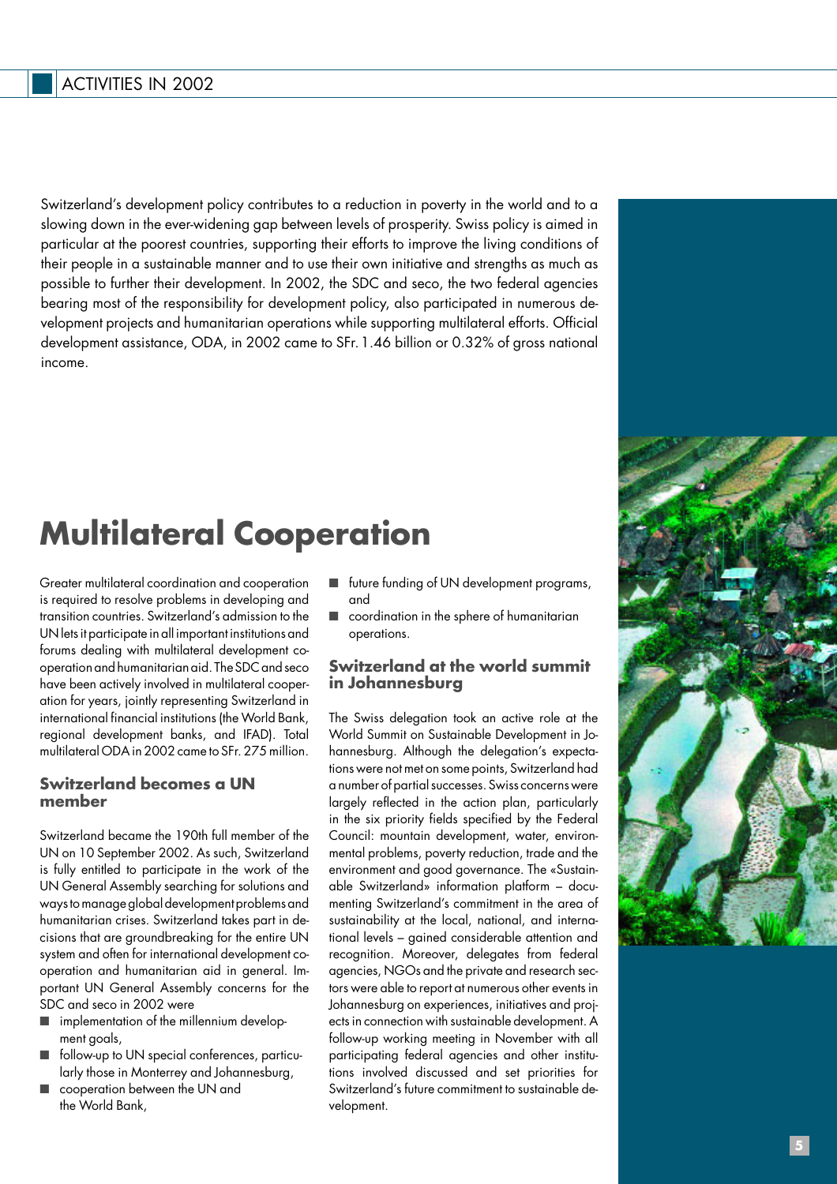## ACTIVITIES IN 2002

Switzerland's development policy contributes to a reduction in poverty in the world and to a slowing down in the ever-widening gap between levels of prosperity. Swiss policy is aimed in particular at the poorest countries, supporting their efforts to improve the living conditions of their people in a sustainable manner and to use their own initiative and strengths as much as possible to further their development. In 2002, the SDC and seco, the two federal agencies bearing most of the responsibility for development policy, also participated in numerous development projects and humanitarian operations while supporting multilateral efforts. Official development assistance, ODA, in 2002 came to SFr. 1.46 billion or 0.32% of gross national income.

# Multilateral Cooperation

Greater multilateral coordination and cooperation is required to resolve problems in developing and transition countries. Switzerland's admission to the UN lets it participate in all important institutions and forums dealing with multilateral development cooperation and humanitarian aid. The SDC and seco have been actively involved in multilateral cooperation for years, jointly representing Switzerland in international financial institutions (the World Bank, regional development banks, and IFAD). Total multilateral ODA in 2002 came to SFr. 275 million.

### Switzerland becomes a UN member

Switzerland became the 190th full member of the UN on 10 September 2002. As such, Switzerland is fully entitled to participate in the work of the UN General Assembly searching for solutions and ways to manage global development problems and humanitarian crises. Switzerland takes part in decisions that are groundbreaking for the entire UN system and often for international development cooperation and humanitarian aid in general. Important UN General Assembly concerns for the SDC and seco in 2002 were

- implementation of the millennium development goals,
- follow-up to UN special conferences, particularly those in Monterrey and Johannesburg,
- cooperation between the UN and the World Bank,
- future funding of UN development programs, and
- coordination in the sphere of humanitarian operations.

### Switzerland at the world summit in Johannesburg

The Swiss delegation took an active role at the World Summit on Sustainable Development in Johannesburg. Although the delegation's expectations were not met on some points, Switzerland had a number of partial successes. Swiss concerns were largely reflected in the action plan, particularly in the six priority fields specified by the Federal Council: mountain development, water, environmental problems, poverty reduction, trade and the environment and good governance. The «Sustainable Switzerland» information platform – documenting Switzerland's commitment in the area of sustainability at the local, national, and international levels – gained considerable attention and recognition. Moreover, delegates from federal agencies, NGOs and the private and research sectors were able to report at numerous other events in Johannesburg on experiences, initiatives and projects in connection with sustainable development. A follow-up working meeting in November with all participating federal agencies and other institutions involved discussed and set priorities for Switzerland's future commitment to sustainable development.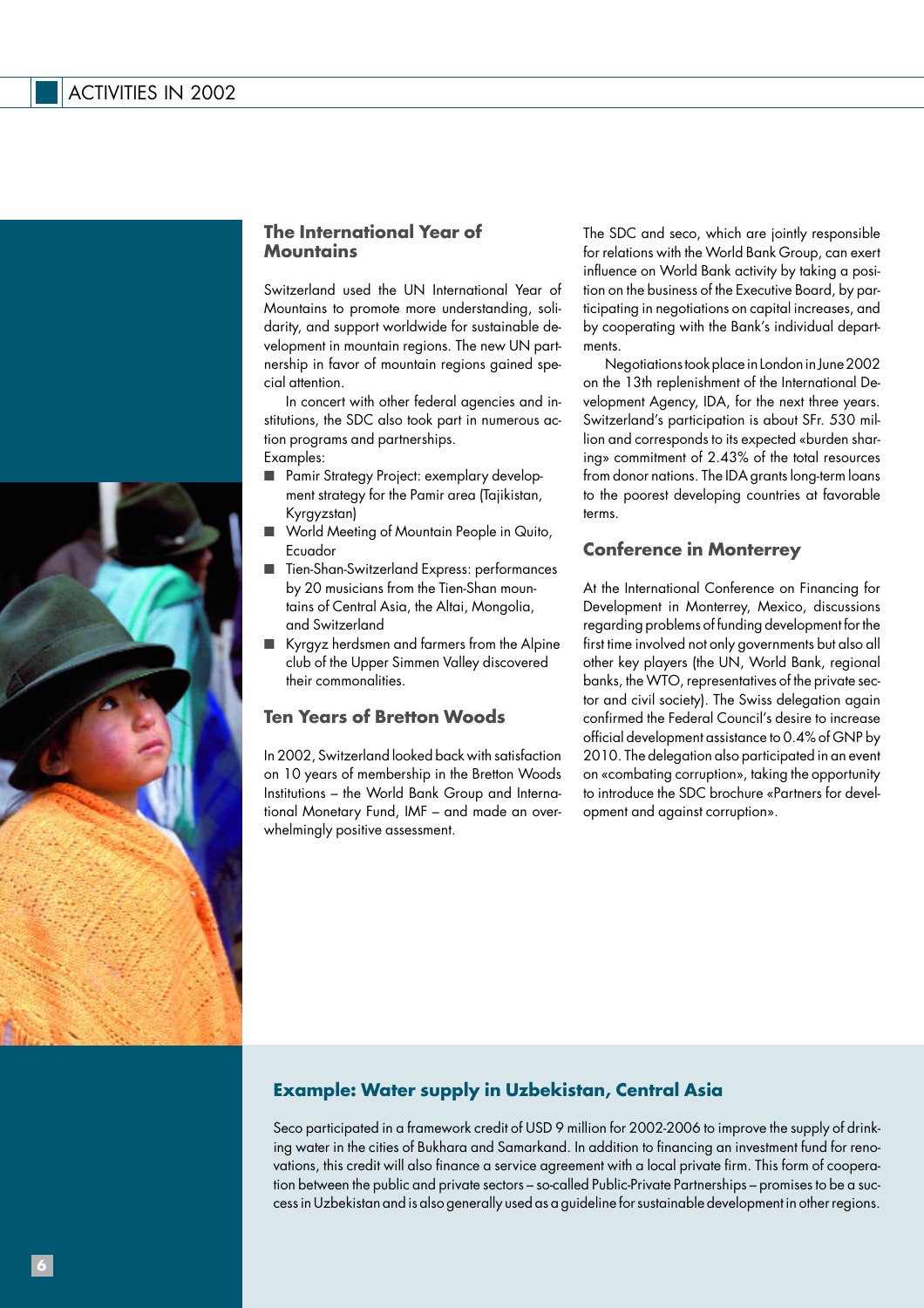## The International Year of Mountains

Switzerland used the UN International Year of Mountains to promote more understanding, solidarity, and support worldwide for sustainable development in mountain regions. The new UN partnership in favor of mountain regions gained special attention.

In concert with other federal agencies and institutions, the SDC also took part in numerous action programs and partnerships.

Examples:

- Pamir Strategy Project: exemplary development strategy for the Pamir area (Tajikistan, Kyrgyzstan)
- World Meeting of Mountain People in Quito, Ecuador
- Tien-Shan-Switzerland Express: performances by 20 musicians from the Tien-Shan mountains of Central Asia, the Altai, Mongolia, and Switzerland
- Kyrgyz herdsmen and farmers from the Alpine club of the Upper Simmen Valley discovered their commonalities.

## Ten Years of Bretton Woods

In 2002, Switzerland looked back with satisfaction on 10 years of membership in the Bretton Woods Institutions – the World Bank Group and International Monetary Fund, IMF – and made an overwhelmingly positive assessment.

The SDC and seco, which are jointly responsible for relations with the World Bank Group, can exert influence on World Bank activity by taking a position on the business of the Executive Board, by participating in negotiations on capital increases, and by cooperating with the Bank's individual departments.

Negotiations took place in London in June 2002 on the 13th replenishment of the International Development Agency, IDA, for the next three years. Switzerland's participation is about SFr. 530 million and corresponds to its expected «burden sharing» commitment of 2.43% of the total resources from donor nations. The IDA grants long-term loans to the poorest developing countries at favorable terms.

## Conference in Monterrey

At the International Conference on Financing for Development in Monterrey, Mexico, discussions regarding problems of funding development for the first time involved not only governments but also all other key players (the UN, World Bank, regional banks, the WTO, representatives of the private sector and civil society). The Swiss delegation again confirmed the Federal Council's desire to increase official development assistance to 0.4% of GNP by 2010. The delegation also participated in an event on «combating corruption», taking the opportunity to introduce the SDC brochure «Partners for development and against corruption».

## Example: Water supply in Uzbekistan, Central Asia

Seco participated in a framework credit of USD 9 million for 2002-2006 to improve the supply of drinking water in the cities of Bukhara and Samarkand. In addition to financing an investment fund for renovations, this credit will also finance a service agreement with a local private firm. This form of cooperation between the public and private sectors – so-called Public-Private Partnerships – promises to be a success in Uzbekistan and is also generally used as a guideline for sustainable development in other regions.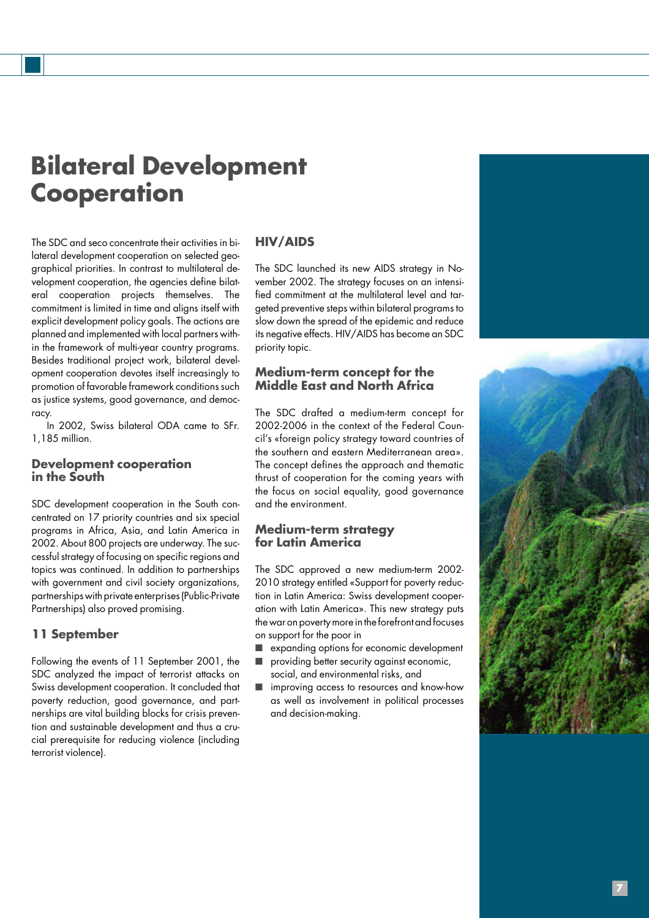# Bilateral Development Cooperation

The SDC and seco concentrate their activities in bilateral development cooperation on selected geographical priorities. In contrast to multilateral development cooperation, the agencies define bilateral cooperation projects themselves. The commitment is limited in time and aligns itself with explicit development policy goals. The actions are planned and implemented with local partners within the framework of multi-year country programs. Besides traditional project work, bilateral development cooperation devotes itself increasingly to promotion of favorable framework conditions such as justice systems, good governance, and democracy.

In 2002, Swiss bilateral ODA came to SFr. 1,185 million.

## Development cooperation in the South

SDC development cooperation in the South concentrated on 17 priority countries and six special programs in Africa, Asia, and Latin America in 2002. About 800 projects are underway. The successful strategy of focusing on specific regions and topics was continued. In addition to partnerships with government and civil society organizations, partnerships with private enterprises (Public-Private Partnerships) also proved promising.

## 11 September

Following the events of 11 September 2001, the SDC analyzed the impact of terrorist attacks on Swiss development cooperation. It concluded that poverty reduction, good governance, and partnerships are vital building blocks for crisis prevention and sustainable development and thus a crucial prerequisite for reducing violence (including terrorist violence).

## HIV/AIDS

The SDC launched its new AIDS strategy in November 2002. The strategy focuses on an intensified commitment at the multilateral level and targeted preventive steps within bilateral programs to slow down the spread of the epidemic and reduce its negative effects. HIV/AIDS has become an SDC priority topic.

## Medium-term concept for the Middle East and North Africa

The SDC drafted a medium-term concept for 2002-2006 in the context of the Federal Council's «foreign policy strategy toward countries of the southern and eastern Mediterranean area». The concept defines the approach and thematic thrust of cooperation for the coming years with the focus on social equality, good governance and the environment.

## Medium-term strategy for Latin America

The SDC approved a new medium-term 2002-2010 strategy entitled «Support for poverty reduction in Latin America: Swiss development cooperation with Latin America». This new strategy puts the war on poverty more in the forefront and focuses on support for the poor in

- expanding options for economic development
- providing better security against economic, social, and environmental risks, and
- improving access to resources and know-how as well as involvement in political processes and decision-making.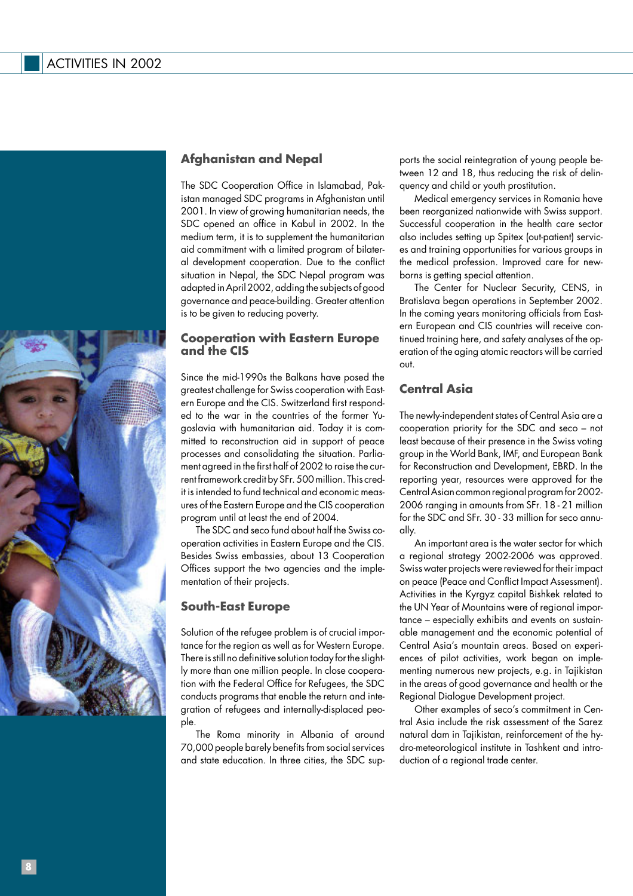## Afghanistan and Nepal

The SDC Cooperation Office in Islamabad, Pakistan managed SDC programs in Afghanistan until 2001. In view of growing humanitarian needs, the SDC opened an office in Kabul in 2002. In the medium term, it is to supplement the humanitarian aid commitment with a limited program of bilateral development cooperation. Due to the conflict situation in Nepal, the SDC Nepal program was adapted in April 2002, adding the subjects of good governance and peace-building. Greater attention is to be given to reducing poverty.

## Cooperation with Eastern Europe and the CIS

Since the mid-1990s the Balkans have posed the greatest challenge for Swiss cooperation with Eastern Europe and the CIS. Switzerland first responded to the war in the countries of the former Yugoslavia with humanitarian aid. Today it is committed to reconstruction aid in support of peace processes and consolidating the situation. Parliament agreed in the first half of 2002 to raise the current framework credit by SFr. 500 million. This credit is intended to fund technical and economic measures of the Eastern Europe and the CIS cooperation program until at least the end of 2004.

The SDC and seco fund about half the Swiss cooperation activities in Eastern Europe and the CIS. Besides Swiss embassies, about 13 Cooperation Offices support the two agencies and the implementation of their projects.

## South-East Europe

Solution of the refugee problem is of crucial importance for the region as well as for Western Europe. There is still no definitive solution today for the slightly more than one million people. In close cooperation with the Federal Office for Refugees, the SDC conducts programs that enable the return and integration of refugees and internally-displaced people.

The Roma minority in Albania of around 70,000 people barely benefits from social services and state education. In three cities, the SDC supports the social reintegration of young people between 12 and 18, thus reducing the risk of delinquency and child or youth prostitution.

Medical emergency services in Romania have been reorganized nationwide with Swiss support. Successful cooperation in the health care sector also includes setting up Spitex (out-patient) services and training opportunities for various groups in the medical profession. Improved care for newborns is getting special attention.

The Center for Nuclear Security, CENS, in Bratislava began operations in September 2002. In the coming years monitoring officials from Eastern European and CIS countries will receive continued training here, and safety analyses of the operation of the aging atomic reactors will be carried out.

## Central Asia

The newly-independent states of Central Asia are a cooperation priority for the SDC and seco – not least because of their presence in the Swiss voting group in the World Bank, IMF, and European Bank for Reconstruction and Development, EBRD. In the reporting year, resources were approved for the Central Asian common regional program for 2002-2006 ranging in amounts from SFr. 18 - 21 million for the SDC and SFr. 30 - 33 million for seco annually.

An important area is the water sector for which a regional strategy 2002-2006 was approved. Swiss water projects were reviewed for their impact on peace (Peace and Conflict Impact Assessment). Activities in the Kyrgyz capital Bishkek related to the UN Year of Mountains were of regional importance – especially exhibits and events on sustainable management and the economic potential of Central Asia's mountain areas. Based on experiences of pilot activities, work began on implementing numerous new projects, e.g. in Tajikistan in the areas of good governance and health or the Regional Dialogue Development project.

Other examples of seco's commitment in Central Asia include the risk assessment of the Sarez natural dam in Tajikistan, reinforcement of the hydro-meteorological institute in Tashkent and introduction of a regional trade center.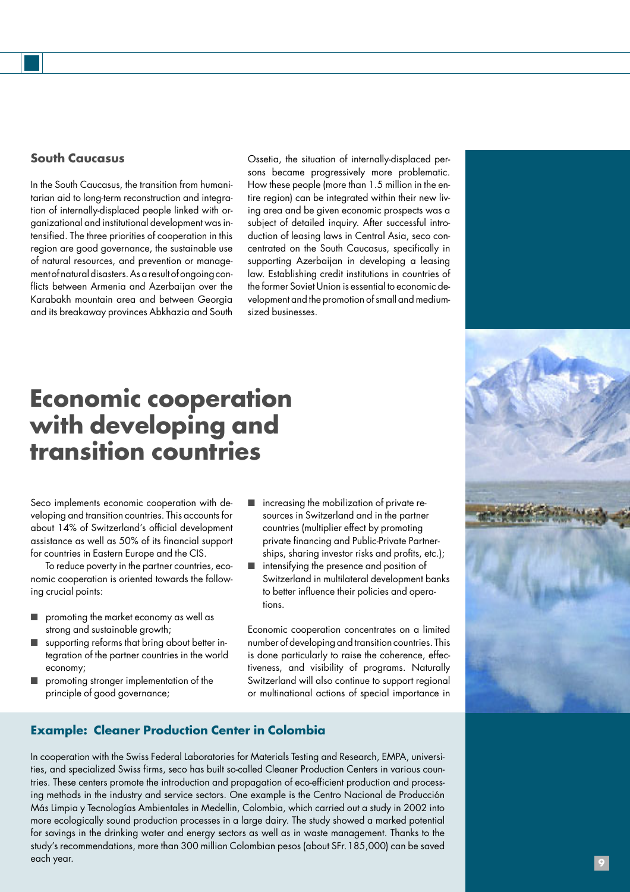## South Caucasus

In the South Caucasus, the transition from humanitarian aid to long-term reconstruction and integration of internally-displaced people linked with organizational and institutional development was intensified. The three priorities of cooperation in this region are good governance, the sustainable use of natural resources, and prevention or management of natural disasters. As a result of ongoing conflicts between Armenia and Azerbaijan over the Karabakh mountain area and between Georgia and its breakaway provinces Abkhazia and South Ossetia, the situation of internally-displaced persons became progressively more problematic. How these people (more than 1.5 million in the entire region) can be integrated within their new living area and be given economic prospects was a subject of detailed inquiry. After successful introduction of leasing laws in Central Asia, seco concentrated on the South Caucasus, specifically in supporting Azerbaijan in developing a leasing law. Establishing credit institutions in countries of the former Soviet Union is essential to economic development and the promotion of small and medium-sized businesses.

# Economic cooperation with developing and transition countries

Seco implements economic cooperation with developing and transition countries. This accounts for about 14% of Switzerland's official development assistance as well as 50% of its financial support for countries in Eastern Europe and the CIS.

To reduce poverty in the partner countries, economic cooperation is oriented towards the following crucial points:

- promoting the market economy as well as strong and sustainable growth;
- supporting reforms that bring about better integration of the partner countries in the world economy;
- promoting stronger implementation of the principle of good governance;
- increasing the mobilization of private resources in Switzerland and in the partner countries (multiplier effect by promoting private financing and Public-Private Partnerships, sharing investor risks and profits, etc.);
- intensifying the presence and position of Switzerland in multilateral development banks to better influence their policies and operations.

Economic cooperation concentrates on a limited number of developing and transition countries. This is done particularly to raise the coherence, effectiveness, and visibility of programs. Naturally Switzerland will also continue to support regional or multinational actions of special importance in

### Example: Cleaner Production Center in Colombia

In cooperation with the Swiss Federal Laboratories for Materials Testing and Research, EMPA, universities, and specialized Swiss firms, seco has built so-called Cleaner Production Centers in various countries. These centers promote the introduction and propagation of eco-efficient production and processing methods in the industry and service sectors. One example is the Centro Nacional de Producción Más Limpia y Tecnologías Ambientales in Medellin, Colombia, which carried out a study in 2002 into more ecologically sound production processes in a large dairy. The study showed a marked potential for savings in the drinking water and energy sectors as well as in waste management. Thanks to the study's recommendations, more than 300 million Colombian pesos (about SFr. 185,000) can be saved each year.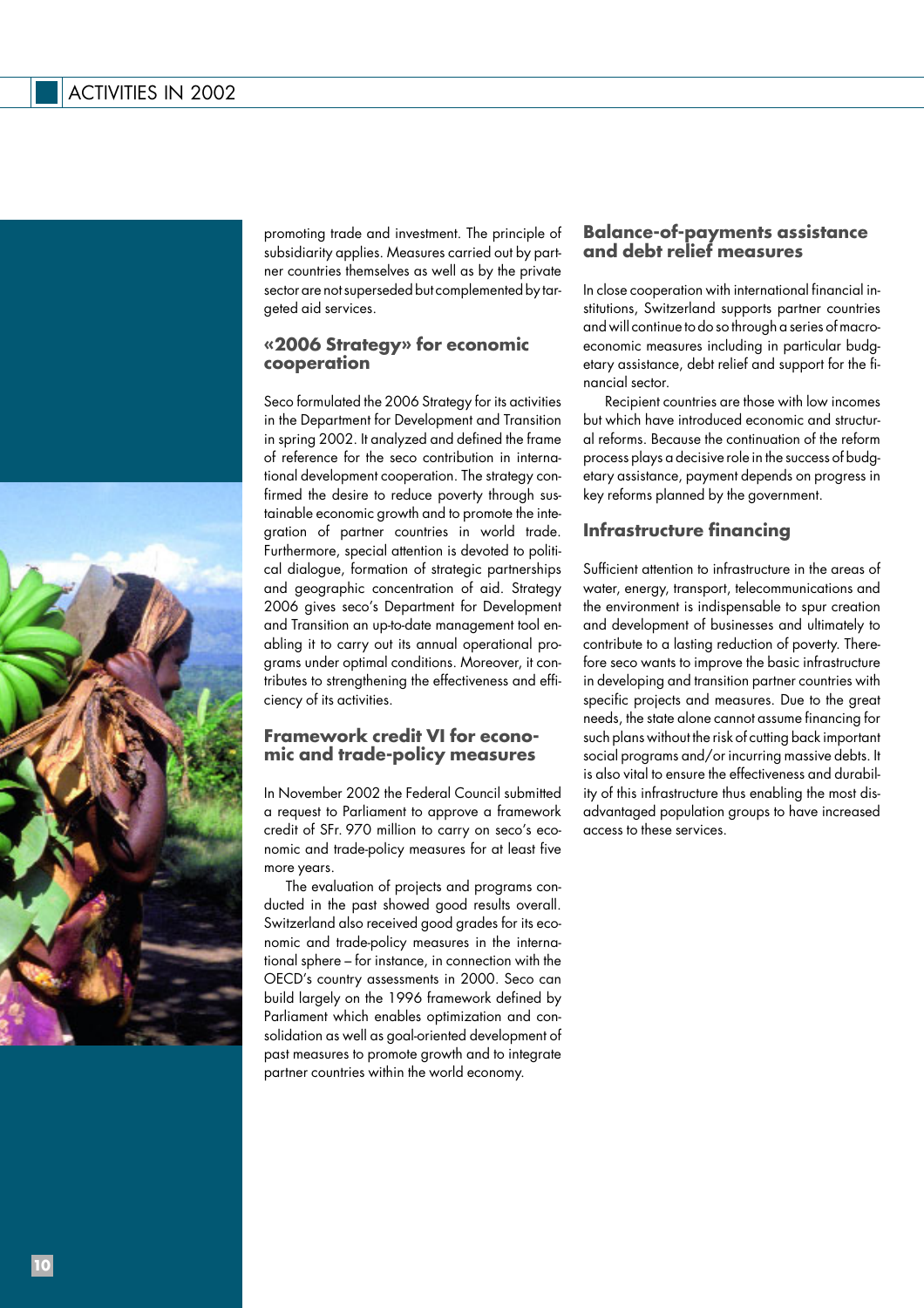promoting trade and investment. The principle of subsidiarity applies. Measures carried out by partner countries themselves as well as by the private sector are not superseded but complemented by targeted aid services.

## «2006 Strategy» for economic cooperation

Seco formulated the 2006 Strategy for its activities in the Department for Development and Transition in spring 2002. It analyzed and defined the frame of reference for the seco contribution in international development cooperation. The strategy confirmed the desire to reduce poverty through sustainable economic growth and to promote the integration of partner countries in world trade. Furthermore, special attention is devoted to political dialogue, formation of strategic partnerships and geographic concentration of aid. Strategy 2006 gives seco's Department for Development and Transition an up-to-date management tool enabling it to carry out its annual operational programs under optimal conditions. Moreover, it contributes to strengthening the effectiveness and efficiency of its activities.

## Framework credit VI for economic and trade-policy measures

In November 2002 the Federal Council submitted a request to Parliament to approve a framework credit of SFr. 970 million to carry on seco's economic and trade-policy measures for at least five more years.

The evaluation of projects and programs conducted in the past showed good results overall. Switzerland also received good grades for its economic and trade-policy measures in the international sphere – for instance, in connection with the OECD's country assessments in 2000. Seco can build largely on the 1996 framework defined by Parliament which enables optimization and consolidation as well as goal-oriented development of past measures to promote growth and to integrate partner countries within the world economy.

## Balance-of-payments assistance and debt relief measures

In close cooperation with international financial institutions, Switzerland supports partner countries and will continue to do so through a series of macroeconomic measures including in particular budgetary assistance, debt relief and support for the financial sector.

Recipient countries are those with low incomes but which have introduced economic and structural reforms. Because the continuation of the reform process plays a decisive role in the success of budgetary assistance, payment depends on progress in key reforms planned by the government.

## Infrastructure financing

Sufficient attention to infrastructure in the areas of water, energy, transport, telecommunications and the environment is indispensable to spur creation and development of businesses and ultimately to contribute to a lasting reduction of poverty. Therefore seco wants to improve the basic infrastructure in developing and transition partner countries with specific projects and measures. Due to the great needs, the state alone cannot assume financing for such plans without the risk of cutting back important social programs and/or incurring massive debts. It is also vital to ensure the effectiveness and durability of this infrastructure thus enabling the most disadvantaged population groups to have increased access to these services.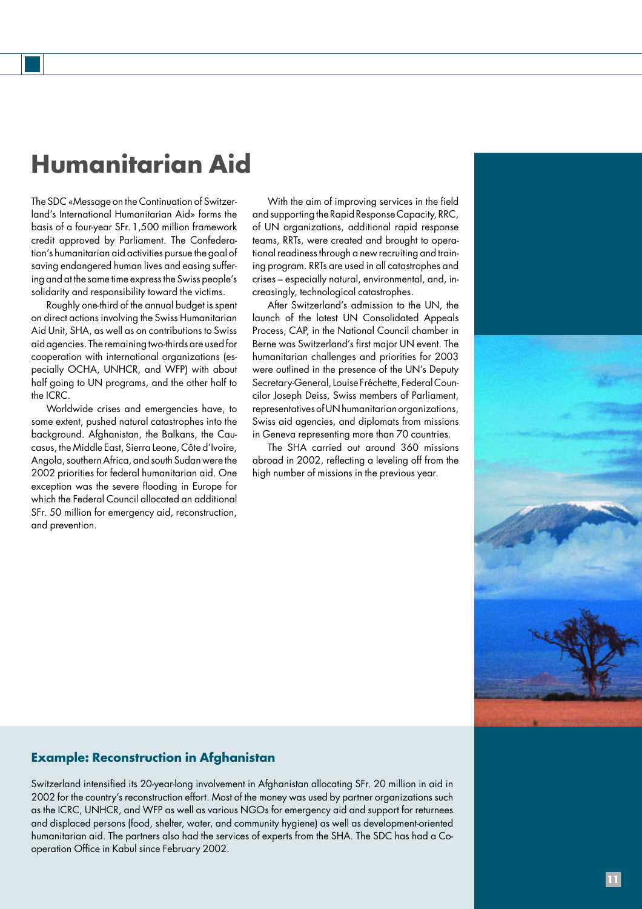# Humanitarian Aid

The SDC «Message on the Continuation of Switzerland's International Humanitarian Aid» forms the basis of a four-year SFr. 1,500 million framework credit approved by Parliament. The Confederation's humanitarian aid activities pursue the goal of saving endangered human lives and easing suffering and at the same time express the Swiss people's solidarity and responsibility toward the victims.

Roughly one-third of the annual budget is spent on direct actions involving the Swiss Humanitarian Aid Unit, SHA, as well as on contributions to Swiss aid agencies. The remaining two-thirds are used for cooperation with international organizations (especially OCHA, UNHCR, and WFP) with about half going to UN programs, and the other half to the ICRC.

Worldwide crises and emergencies have, to some extent, pushed natural catastrophes into the background. Afghanistan, the Balkans, the Caucasus, the Middle East, Sierra Leone, Côte d'Ivoire, Angola, southern Africa, and south Sudan were the 2002 priorities for federal humanitarian aid. One exception was the severe flooding in Europe for which the Federal Council allocated an additional SFr. 50 million for emergency aid, reconstruction, and prevention.

With the aim of improving services in the field and supporting the Rapid Response Capacity, RRC, of UN organizations, additional rapid response teams, RRTs, were created and brought to operational readiness through a new recruiting and training program. RRTs are used in all catastrophes and crises – especially natural, environmental, and, increasingly, technological catastrophes.

After Switzerland's admission to the UN, the launch of the latest UN Consolidated Appeals Process, CAP, in the National Council chamber in Berne was Switzerland's first major UN event. The humanitarian challenges and priorities for 2003 were outlined in the presence of the UN's Deputy Secretary-General, Louise Fréchette, Federal Councilor Joseph Deiss, Swiss members of Parliament, representatives of UN humanitarian organizations, Swiss aid agencies, and diplomats from missions in Geneva representing more than 70 countries.

The SHA carried out around 360 missions abroad in 2002, reflecting a leveling off from the high number of missions in the previous year.

### Example: Reconstruction in Afghanistan

Switzerland intensified its 20-year-long involvement in Afghanistan allocating SFr. 20 million in aid in 2002 for the country's reconstruction effort. Most of the money was used by partner organizations such as the ICRC, UNHCR, and WFP as well as various NGOs for emergency aid and support for returnees and displaced persons (food, shelter, water, and community hygiene) as well as development-oriented humanitarian aid. The partners also had the services of experts from the SHA. The SDC has had a Cooperation Office in Kabul since February 2002.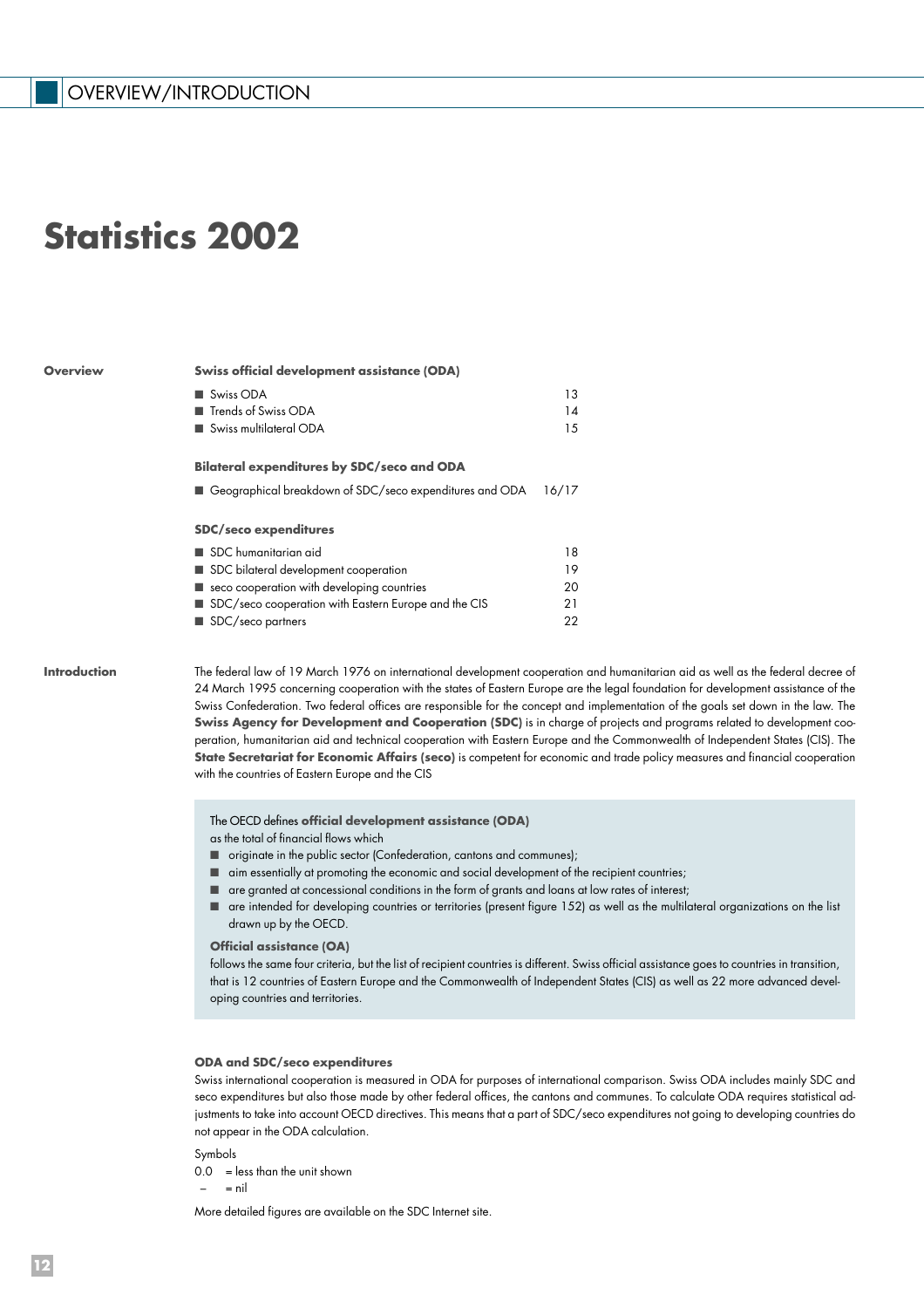# Statistics 2002

## Overview

**Swiss official development assistance (ODA)**

| | |
|---|---|
| ■ Swiss ODA | 13 |
| ■ Trends of Swiss ODA | 14 |
| ■ Swiss multilateral ODA | 15 |

**Bilateral expenditures by SDC/seco and ODA**

| | |
|---|---|
| ■ Geographical breakdown of SDC/seco expenditures and ODA | 16/17 |

**SDC/seco expenditures**

| | |
|---|---|
| ■ SDC humanitarian aid | 18 |
| ■ SDC bilateral development cooperation | 19 |
| ■ seco cooperation with developing countries | 20 |
| ■ SDC/seco cooperation with Eastern Europe and the CIS | 21 |
| ■ SDC/seco partners | 22 |

## Introduction

The federal law of 19 March 1976 on international development cooperation and humanitarian aid as well as the federal decree of 24 March 1995 concerning cooperation with the states of Eastern Europe are the legal foundation for development assistance of the Swiss Confederation. Two federal offices are responsible for the concept and implementation of the goals set down in the law. The **Swiss Agency for Development and Cooperation (SDC)** is in charge of projects and programs related to development cooperation, humanitarian aid and technical cooperation with Eastern Europe and the Commonwealth of Independent States (CIS). The **State Secretariat for Economic Affairs (seco)** is competent for economic and trade policy measures and financial cooperation with the countries of Eastern Europe and the CIS

The OECD defines **official development assistance (ODA)**
as the total of financial flows which

- originate in the public sector (Confederation, cantons and communes);
- aim essentially at promoting the economic and social development of the recipient countries;
- are granted at concessional conditions in the form of grants and loans at low rates of interest;
- are intended for developing countries or territories (present figure 152) as well as the multilateral organizations on the list drawn up by the OECD.

**Official assistance (OA)**

follows the same four criteria, but the list of recipient countries is different. Swiss official assistance goes to countries in transition, that is 12 countries of Eastern Europe and the Commonwealth of Independent States (CIS) as well as 22 more advanced developing countries and territories.

**ODA and SDC/seco expenditures**

Swiss international cooperation is measured in ODA for purposes of international comparison. Swiss ODA includes mainly SDC and seco expenditures but also those made by other federal offices, the cantons and communes. To calculate ODA requires statistical adjustments to take into account OECD directives. This means that a part of SDC/seco expenditures not going to developing countries do not appear in the ODA calculation.

Symbols

0.0 = less than the unit shown

– = nil

More detailed figures are available on the SDC Internet site.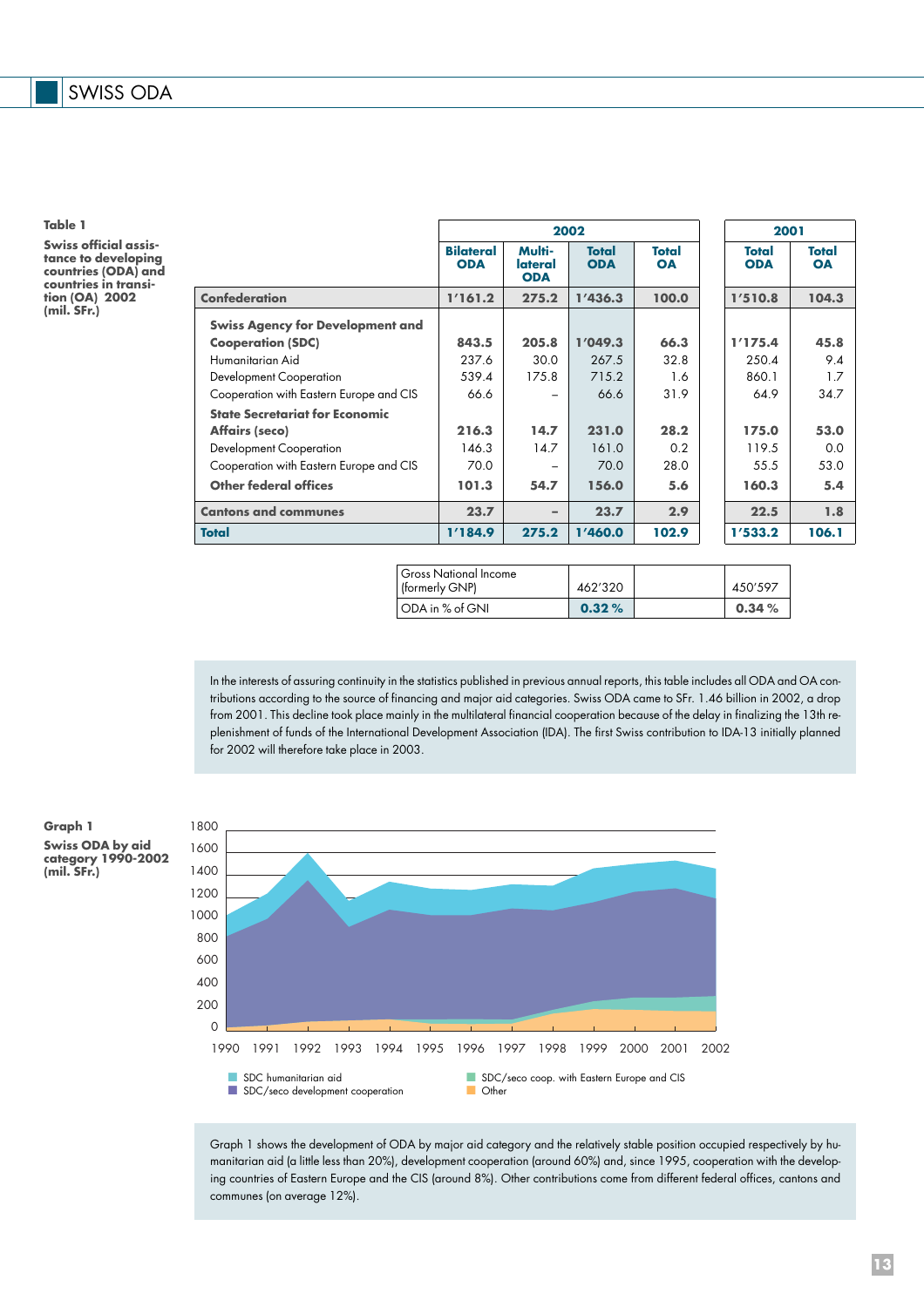# SWISS ODA

**Table 1**

**Swiss official assistance to developing countries (ODA) and countries in transition (OA) 2002 (mil. SFr.)**

| | 2002 | | | | 2001 | |
|---|---|---|---|---|---|---|
| | **Bilateral ODA** | **Multi-lateral ODA** | **Total ODA** | **Total OA** | **Total ODA** | **Total OA** |
| **Confederation** | **1'161.2** | **275.2** | **1'436.3** | **100.0** | **1'510.8** | **104.3** |
| **Swiss Agency for Development and Cooperation (SDC)** | **843.5** | **205.8** | **1'049.3** | **66.3** | **1'175.4** | **45.8** |
| Humanitarian Aid | 237.6 | 30.0 | 267.5 | 32.8 | 250.4 | 9.4 |
| Development Cooperation | 539.4 | 175.8 | 715.2 | 1.6 | 860.1 | 1.7 |
| Cooperation with Eastern Europe and CIS | 66.6 | – | 66.6 | 31.9 | 64.9 | 34.7 |
| **State Secretariat for Economic Affairs (seco)** | **216.3** | **14.7** | **231.0** | **28.2** | **175.0** | **53.0** |
| Development Cooperation | 146.3 | 14.7 | 161.0 | 0.2 | 119.5 | 0.0 |
| Cooperation with Eastern Europe and CIS | 70.0 | – | 70.0 | 28.0 | 55.5 | 53.0 |
| **Other federal offices** | **101.3** | **54.7** | **156.0** | **5.6** | **160.3** | **5.4** |
| **Cantons and communes** | **23.7** | **–** | **23.7** | **2.9** | **22.5** | **1.8** |
| **Total** | **1'184.9** | **275.2** | **1'460.0** | **102.9** | **1'533.2** | **106.1** |

| | 2002 | | 2001 |
|---|---|---|---|
| Gross National Income (formerly GNP) | 462'320 | | 450'597 |
| ODA in % of GNI | **0.32 %** | | **0.34 %** |

In the interests of assuring continuity in the statistics published in previous annual reports, this table includes all ODA and OA contributions according to the source of financing and major aid categories. Swiss ODA came to SFr. 1.46 billion in 2002, a drop from 2001. This decline took place mainly in the multilateral financial cooperation because of the delay in finalizing the 13th replenishment of funds of the International Development Association (IDA). The first Swiss contribution to IDA-13 initially planned for 2002 will therefore take place in 2003.

**Graph 1**

**Swiss ODA by aid category 1990-2002 (mil. SFr.)**

1800
1600
1400
1200
1000
800
600
400
200
0

1990 1991 1992 1993 1994 1995 1996 1997 1998 1999 2000 2001 2002

SDC humanitarian aid
SDC/seco development cooperation
SDC/seco coop. with Eastern Europe and CIS
Other

Graph 1 shows the development of ODA by major aid category and the relatively stable position occupied respectively by humanitarian aid (a little less than 20%), development cooperation (around 60%) and, since 1995, cooperation with the developing countries of Eastern Europe and the CIS (around 8%). Other contributions come from different federal offices, cantons and communes (on average 12%).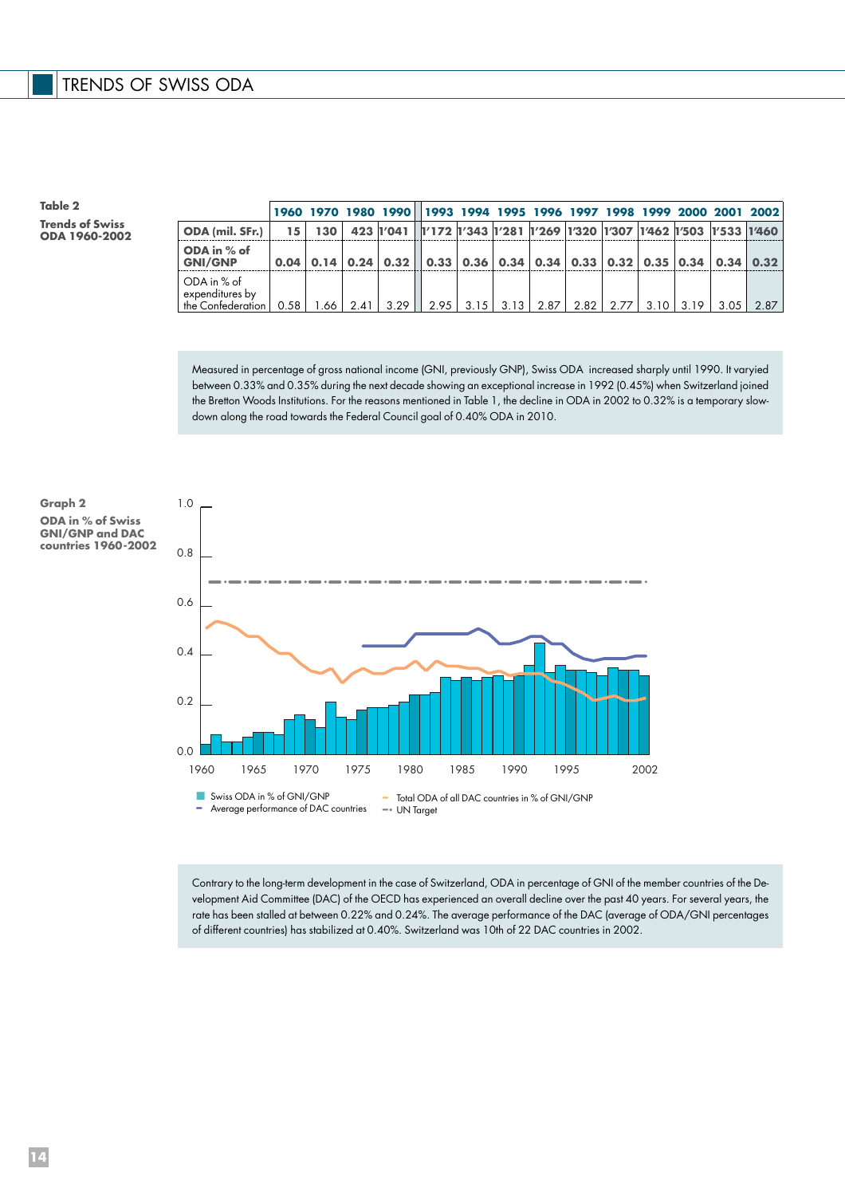# TRENDS OF SWISS ODA

**Table 2**

**Trends of Swiss ODA 1960-2002**

| | 1960 | 1970 | 1980 | 1990 | 1993 | 1994 | 1995 | 1996 | 1997 | 1998 | 1999 | 2000 | 2001 | 2002 |
|---|---|---|---|---|---|---|---|---|---|---|---|---|---|---|
| **ODA (mil. SFr.)** | 15 | 130 | 423 | 1'041 | 1'172 | 1'343 | 1'281 | 1'269 | 1'320 | 1'307 | 1'462 | 1'503 | 1'533 | 1'460 |
| **ODA in % of GNI/GNP** | 0.04 | 0.14 | 0.24 | 0.32 | 0.33 | 0.36 | 0.34 | 0.34 | 0.33 | 0.32 | 0.35 | 0.34 | 0.34 | 0.32 |
| ODA in % of expenditures by the Confederation | 0.58 | 1.66 | 2.41 | 3.29 | 2.95 | 3.15 | 3.13 | 2.87 | 2.82 | 2.77 | 3.10 | 3.19 | 3.05 | 2.87 |

Measured in percentage of gross national income (GNI, previously GNP), Swiss ODA increased sharply until 1990. It varyied between 0.33% and 0.35% during the next decade showing an exceptional increase in 1992 (0.45%) when Switzerland joined the Bretton Woods Institutions. For the reasons mentioned in Table 1, the decline in ODA in 2002 to 0.32% is a temporary slow-down along the road towards the Federal Council goal of 0.40% ODA in 2010.

**Graph 2**

**ODA in % of Swiss GNI/GNP and DAC countries 1960-2002**

1.0
0.8
0.6
0.4
0.2
0.0

1960 1965 1970 1975 1980 1985 1990 1995 2002

Swiss ODA in % of GNI/GNP
Average performance of DAC countries
Total ODA of all DAC countries in % of GNI/GNP
UN Target

Contrary to the long-term development in the case of Switzerland, ODA in percentage of GNI of the member countries of the Development Aid Committee (DAC) of the OECD has experienced an overall decline over the past 40 years. For several years, the rate has been stalled at between 0.22% and 0.24%. The average performance of the DAC (average of ODA/GNI percentages of different countries) has stabilized at 0.40%. Switzerland was 10th of 22 DAC countries in 2002.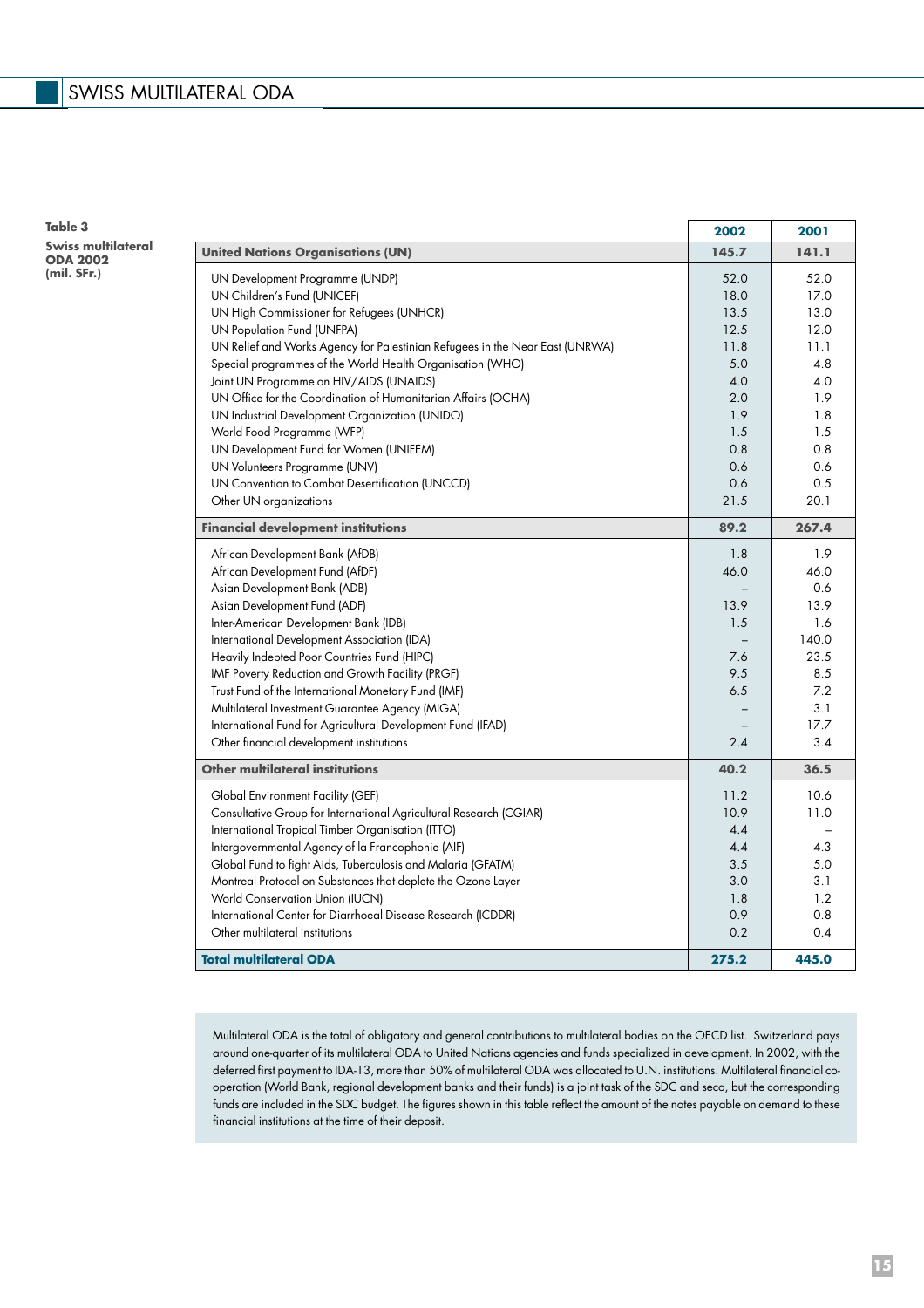## SWISS MULTILATERAL ODA

**Table 3**
**Swiss multilateral ODA 2002 (mil. SFr.)**

| | 2002 | 2001 |
|---|---|---|
| **United Nations Organisations (UN)** | **145.7** | **141.1** |
| UN Development Programme (UNDP) | 52.0 | 52.0 |
| UN Children's Fund (UNICEF) | 18.0 | 17.0 |
| UN High Commissioner for Refugees (UNHCR) | 13.5 | 13.0 |
| UN Population Fund (UNFPA) | 12.5 | 12.0 |
| UN Relief and Works Agency for Palestinian Refugees in the Near East (UNRWA) | 11.8 | 11.1 |
| Special programmes of the World Health Organisation (WHO) | 5.0 | 4.8 |
| Joint UN Programme on HIV/AIDS (UNAIDS) | 4.0 | 4.0 |
| UN Office for the Coordination of Humanitarian Affairs (OCHA) | 2.0 | 1.9 |
| UN Industrial Development Organization (UNIDO) | 1.9 | 1.8 |
| World Food Programme (WFP) | 1.5 | 1.5 |
| UN Development Fund for Women (UNIFEM) | 0.8 | 0.8 |
| UN Volunteers Programme (UNV) | 0.6 | 0.6 |
| UN Convention to Combat Desertification (UNCCD) | 0.6 | 0.5 |
| Other UN organizations | 21.5 | 20.1 |
| **Financial development institutions** | **89.2** | **267.4** |
| African Development Bank (AfDB) | 1.8 | 1.9 |
| African Development Fund (AfDF) | 46.0 | 46.0 |
| Asian Development Bank (ADB) | – | 0.6 |
| Asian Development Fund (ADF) | 13.9 | 13.9 |
| Inter-American Development Bank (IDB) | 1.5 | 1.6 |
| International Development Association (IDA) | – | 140.0 |
| Heavily Indebted Poor Countries Fund (HIPC) | 7.6 | 23.5 |
| IMF Poverty Reduction and Growth Facility (PRGF) | 9.5 | 8.5 |
| Trust Fund of the International Monetary Fund (IMF) | 6.5 | 7.2 |
| Multilateral Investment Guarantee Agency (MIGA) | – | 3.1 |
| International Fund for Agricultural Development Fund (IFAD) | – | 17.7 |
| Other financial development institutions | 2.4 | 3.4 |
| **Other multilateral institutions** | **40.2** | **36.5** |
| Global Environment Facility (GEF) | 11.2 | 10.6 |
| Consultative Group for International Agricultural Research (CGIAR) | 10.9 | 11.0 |
| International Tropical Timber Organisation (ITTO) | 4.4 | – |
| Intergovernmental Agency of la Francophonie (AIF) | 4.4 | 4.3 |
| Global Fund to fight Aids, Tuberculosis and Malaria (GFATM) | 3.5 | 5.0 |
| Montreal Protocol on Substances that deplete the Ozone Layer | 3.0 | 3.1 |
| World Conservation Union (IUCN) | 1.8 | 1.2 |
| International Center for Diarrhoeal Disease Research (ICDDR) | 0.9 | 0.8 |
| Other multilateral institutions | 0.2 | 0.4 |
| **Total multilateral ODA** | **275.2** | **445.0** |

Multilateral ODA is the total of obligatory and general contributions to multilateral bodies on the OECD list. Switzerland pays around one-quarter of its multilateral ODA to United Nations agencies and funds specialized in development. In 2002, with the deferred first payment to IDA-13, more than 50% of multilateral ODA was allocated to U.N. institutions. Multilateral financial co-operation (World Bank, regional development banks and their funds) is a joint task of the SDC and seco, but the corresponding funds are included in the SDC budget. The figures shown in this table reflect the amount of the notes payable on demand to these financial institutions at the time of their deposit.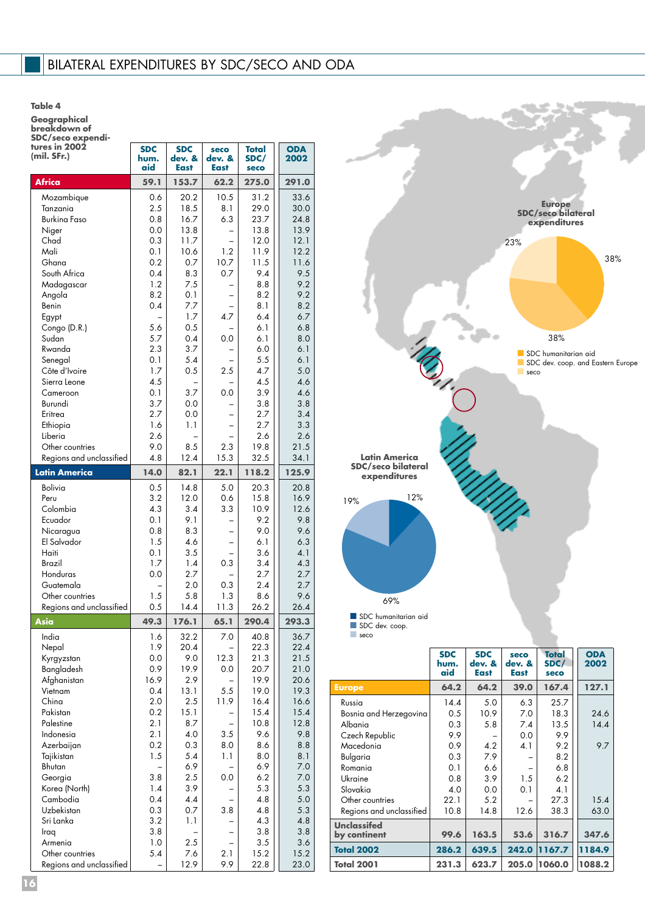# BILATERAL EXPENDITURES BY SDC/SECO AND ODA

**Table 4**
**Geographical breakdown of SDC/seco expenditures in 2002 (mil. SFr.)**

| | SDC hum. aid | SDC dev. & East | seco dev. & East | Total SDC/ seco | ODA 2002 |
|---|---|---|---|---|---|
| **Africa** | **59.1** | **153.7** | **62.2** | **275.0** | **291.0** |
| Mozambique | 0.6 | 20.2 | 10.5 | 31.2 | 33.6 |
| Tanzania | 2.5 | 18.5 | 8.1 | 29.0 | 30.0 |
| Burkina Faso | 0.8 | 16.7 | 6.3 | 23.7 | 24.8 |
| Niger | 0.0 | 13.8 | – | 13.8 | 13.9 |
| Chad | 0.3 | 11.7 | – | 12.0 | 12.1 |
| Mali | 0.1 | 10.6 | 1.2 | 11.9 | 12.2 |
| Ghana | 0.2 | 0.7 | 10.7 | 11.5 | 11.6 |
| South Africa | 0.4 | 8.3 | 0.7 | 9.4 | 9.5 |
| Madagascar | 1.2 | 7.5 | – | 8.8 | 9.2 |
| Angola | 8.2 | 0.1 | – | 8.2 | 9.2 |
| Benin | 0.4 | 7.7 | – | 8.1 | 8.2 |
| Egypt | – | 1.7 | 4.7 | 6.4 | 6.7 |
| Congo (D.R.) | 5.6 | 0.5 | – | 6.1 | 6.8 |
| Sudan | 5.7 | 0.4 | 0.0 | 6.1 | 8.0 |
| Rwanda | 2.3 | 3.7 | – | 6.0 | 6.1 |
| Senegal | 0.1 | 5.4 | – | 5.5 | 6.1 |
| Côte d'Ivoire | 1.7 | 0.5 | 2.5 | 4.7 | 5.0 |
| Sierra Leone | 4.5 | – | – | 4.5 | 4.6 |
| Cameroon | 0.1 | 3.7 | 0.0 | 3.9 | 4.6 |
| Burundi | 3.7 | 0.0 | – | 3.8 | 3.8 |
| Eritrea | 2.7 | 0.0 | – | 2.7 | 3.4 |
| Ethiopia | 1.6 | 1.1 | – | 2.7 | 3.3 |
| Liberia | 2.6 | – | – | 2.6 | 2.6 |
| Other countries | 9.0 | 8.5 | 2.3 | 19.8 | 21.5 |
| Regions and unclassified | 4.8 | 12.4 | 15.3 | 32.5 | 34.1 |
| **Latin America** | **14.0** | **82.1** | **22.1** | **118.2** | **125.9** |
| Bolivia | 0.5 | 14.8 | 5.0 | 20.3 | 20.8 |
| Peru | 3.2 | 12.0 | 0.6 | 15.8 | 16.9 |
| Colombia | 4.3 | 3.4 | 3.3 | 10.9 | 12.6 |
| Ecuador | 0.1 | 9.1 | – | 9.2 | 9.8 |
| Nicaragua | 0.8 | 8.3 | – | 9.0 | 9.6 |
| El Salvador | 1.5 | 4.6 | – | 6.1 | 6.3 |
| Haiti | 0.1 | 3.5 | – | 3.6 | 4.1 |
| Brazil | 1.7 | 1.4 | 0.3 | 3.4 | 4.3 |
| Honduras | 0.0 | 2.7 | – | 2.7 | 2.7 |
| Guatemala | – | 2.0 | 0.3 | 2.4 | 2.7 |
| Other countries | 1.5 | 5.8 | 1.3 | 8.6 | 9.6 |
| Regions and unclassified | 0.5 | 14.4 | 11.3 | 26.2 | 26.4 |
| **Asia** | **49.3** | **176.1** | **65.1** | **290.4** | **293.3** |
| India | 1.6 | 32.2 | 7.0 | 40.8 | 36.7 |
| Nepal | 1.9 | 20.4 | – | 22.3 | 22.4 |
| Kyrgyzstan | 0.0 | 9.0 | 12.3 | 21.3 | 21.5 |
| Bangladesh | 0.9 | 19.9 | 0.0 | 20.7 | 21.0 |
| Afghanistan | 16.9 | 2.9 | – | 19.9 | 20.6 |
| Vietnam | 0.4 | 13.1 | 5.5 | 19.0 | 19.3 |
| China | 2.0 | 2.5 | 11.9 | 16.4 | 16.6 |
| Pakistan | 0.2 | 15.1 | – | 15.4 | 15.4 |
| Palestine | 2.1 | 8.7 | – | 10.8 | 12.8 |
| Indonesia | 2.1 | 4.0 | 3.5 | 9.6 | 9.8 |
| Azerbaijan | 0.2 | 0.3 | 8.0 | 8.6 | 8.8 |
| Tajikistan | 1.5 | 5.4 | 1.1 | 8.0 | 8.1 |
| Bhutan | – | 6.9 | – | 6.9 | 7.0 |
| Georgia | 3.8 | 2.5 | 0.0 | 6.2 | 7.0 |
| Korea (North) | 1.4 | 3.9 | – | 5.3 | 5.3 |
| Cambodia | 0.4 | 4.4 | – | 4.8 | 5.0 |
| Uzbekistan | 0.3 | 0.7 | 3.8 | 4.8 | 5.3 |
| Sri Lanka | 3.2 | 1.1 | – | 4.3 | 4.8 |
| Iraq | 3.8 | – | – | 3.8 | 3.8 |
| Armenia | 1.0 | 2.5 | – | 3.5 | 3.6 |
| Other countries | 5.4 | 7.6 | 2.1 | 15.2 | 15.2 |
| Regions and unclassified | – | 12.9 | 9.9 | 22.8 | 23.0 |
| **Europe** | **64.2** | **64.2** | **39.0** | **167.4** | **127.1** |
| Russia | 14.4 | 5.0 | 6.3 | 25.7 | |
| Bosnia and Herzegovina | 0.5 | 10.9 | 7.0 | 18.3 | 24.6 |
| Albania | 0.3 | 5.8 | 7.4 | 13.5 | 14.4 |
| Czech Republic | 9.9 | – | 0.0 | 9.9 | |
| Macedonia | 0.9 | 4.2 | 4.1 | 9.2 | 9.7 |
| Bulgaria | 0.3 | 7.9 | – | 8.2 | |
| Romania | 0.1 | 6.6 | – | 6.8 | |
| Ukraine | 0.8 | 3.9 | 1.5 | 6.2 | |
| Slovakia | 4.0 | 0.0 | 0.1 | 4.1 | |
| Other countries | 22.1 | 5.2 | – | 27.3 | 15.4 |
| Regions and unclassified | 10.8 | 14.8 | 12.6 | 38.3 | 63.0 |
| **Unclassifed by continent** | **99.6** | **163.5** | **53.6** | **316.7** | **347.6** |
| **Total 2002** | **286.2** | **639.5** | **242.0** | **1167.7** | **1184.9** |
| **Total 2001** | **231.3** | **623.7** | **205.0** | **1060.0** | **1088.2** |

**Europe SDC/seco bilateral expenditures**

23%
38%
38%

SDC humanitarian aid
SDC dev. coop. and Eastern Europe
seco

**Latin America SDC/seco bilateral expenditures**

19%
12%
69%

SDC humanitarian aid
SDC dev. coop.
seco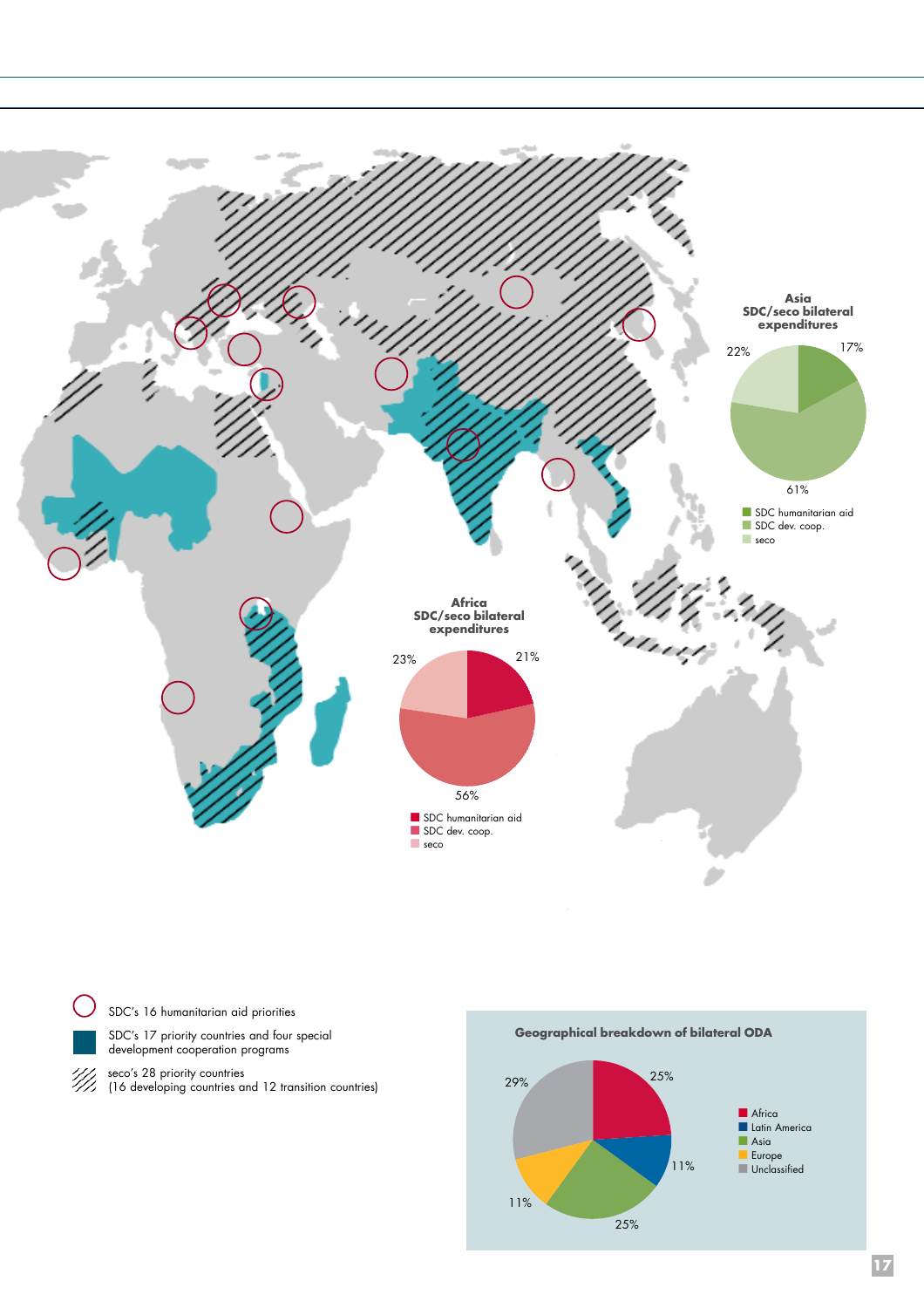Asia
SDC/seco bilateral expenditures

22%
17%
61%

SDC humanitarian aid
SDC dev. coop.
seco

Africa
SDC/seco bilateral expenditures

23%
21%
56%

SDC humanitarian aid
SDC dev. coop.
seco

SDC's 16 humanitarian aid priorities

SDC's 17 priority countries and four special development cooperation programs

seco's 28 priority countries
(16 developing countries and 12 transition countries)

Geographical breakdown of bilateral ODA

29%
25%
11%
25%
11%

Africa
Latin America
Asia
Europe
Unclassified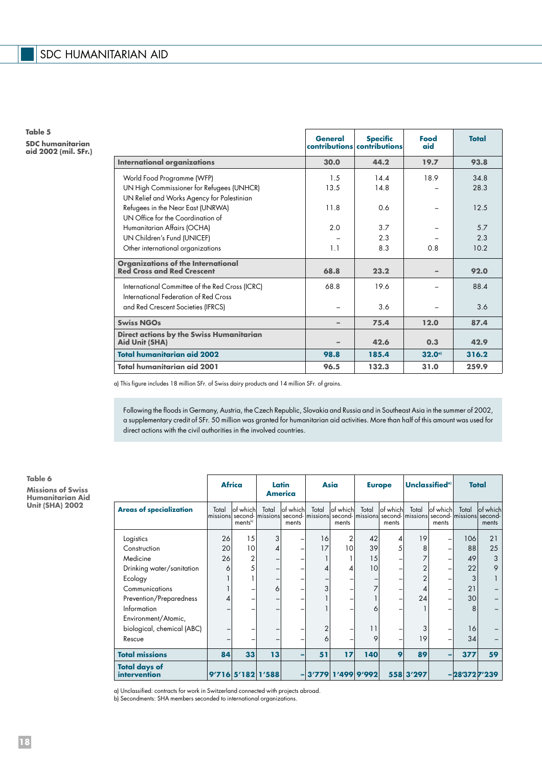**Table 5**

**SDC humanitarian aid 2002 (mil. SFr.)**

| | General contributions | Specific contributions | Food aid | Total |
|---|---|---|---|---|
| **International organizations** | **30.0** | **44.2** | **19.7** | **93.8** |
| World Food Programme (WFP) | 1.5 | 14.4 | 18.9 | 34.8 |
| UN High Commissioner for Refugees (UNHCR) | 13.5 | 14.8 | – | 28.3 |
| UN Relief and Works Agency for Palestinian Refugees in the Near East (UNRWA) | 11.8 | 0.6 | – | 12.5 |
| UN Office for the Coordination of Humanitarian Affairs (OCHA) | 2.0 | 3.7 | – | 5.7 |
| UN Children's Fund (UNICEF) | – | 2.3 | – | 2.3 |
| Other international organizations | 1.1 | 8.3 | 0.8 | 10.2 |
| **Organizations of the International Red Cross and Red Crescent** | **68.8** | **23.2** | **–** | **92.0** |
| International Committee of the Red Cross (ICRC) | 68.8 | 19.6 | – | 88.4 |
| International Federation of Red Cross and Red Crescent Societies (IFRCS) | – | 3.6 | – | 3.6 |
| **Swiss NGOs** | **–** | **75.4** | **12.0** | **87.4** |
| **Direct actions by the Swiss Humanitarian Aid Unit (SHA)** | **–** | **42.6** | **0.3** | **42.9** |
| **Total humanitarian aid 2002** | **98.8** | **185.4** | **32.0**[a] | **316.2** |
| **Total humanitarian aid 2001** | **96.5** | **132.3** | **31.0** | **259.9** |

a) This figure includes 18 million SFr. of Swiss dairy products and 14 million SFr. of grains.

Following the floods in Germany, Austria, the Czech Republic, Slovakia and Russia and in Southeast Asia in the summer of 2002, a supplementary credit of SFr. 50 million was granted for humanitarian aid activities. More than half of this amount was used for direct actions with the civil authorities in the involved countries.

**Table 6**

**Missions of Swiss Humanitarian Aid Unit (SHA) 2002**

| | Africa | | Latin America | | Asia | | Europe | | Unclassified[a] | | Total | |
|---|---|---|---|---|---|---|---|---|---|---|---|---|
| **Areas of specialization** | Total missions | of which secondments[b] | Total missions | of which secondments | Total missions | of which secondments | Total missions | of which secondments | Total missions | of which secondments | Total missions | of which secondments |
| Logistics | 26 | 15 | 3 | – | 16 | 2 | 42 | 4 | 19 | – | 106 | 21 |
| Construction | 20 | 10 | 4 | – | 17 | 10 | 39 | 5 | 8 | – | 88 | 25 |
| Medicine | 26 | 2 | – | – | 1 | 1 | 15 | – | 7 | – | 49 | 3 |
| Drinking water/sanitation | 6 | 5 | – | – | 4 | 4 | 10 | – | 2 | – | 22 | 9 |
| Ecology | 1 | 1 | – | – | – | – | – | – | 2 | – | 3 | 1 |
| Communications | 1 | – | 6 | – | 3 | – | 7 | – | 4 | – | 21 | – |
| Prevention/Preparedness | 4 | – | – | – | 1 | – | 1 | – | 24 | – | 30 | – |
| Information | – | – | – | – | 1 | – | 6 | – | 1 | – | 8 | – |
| Environment/Atomic, biological, chemical (ABC) | – | – | – | – | 2 | – | 11 | – | 3 | – | 16 | – |
| Rescue | – | – | – | – | 6 | – | 9 | – | 19 | – | 34 | – |
| **Total missions** | **84** | **33** | **13** | **–** | **51** | **17** | **140** | **9** | **89** | **–** | **377** | **59** |
| **Total days of intervention** | **9'716** | **5'182** | **1'588** | **–** | **3'779** | **1'499** | **9'992** | **558** | **3'297** | **–** | **28'372** | **7'239** |

a) Unclassified: contracts for work in Switzerland connected with projects abroad.
b) Secondments: SHA members seconded to international organizations.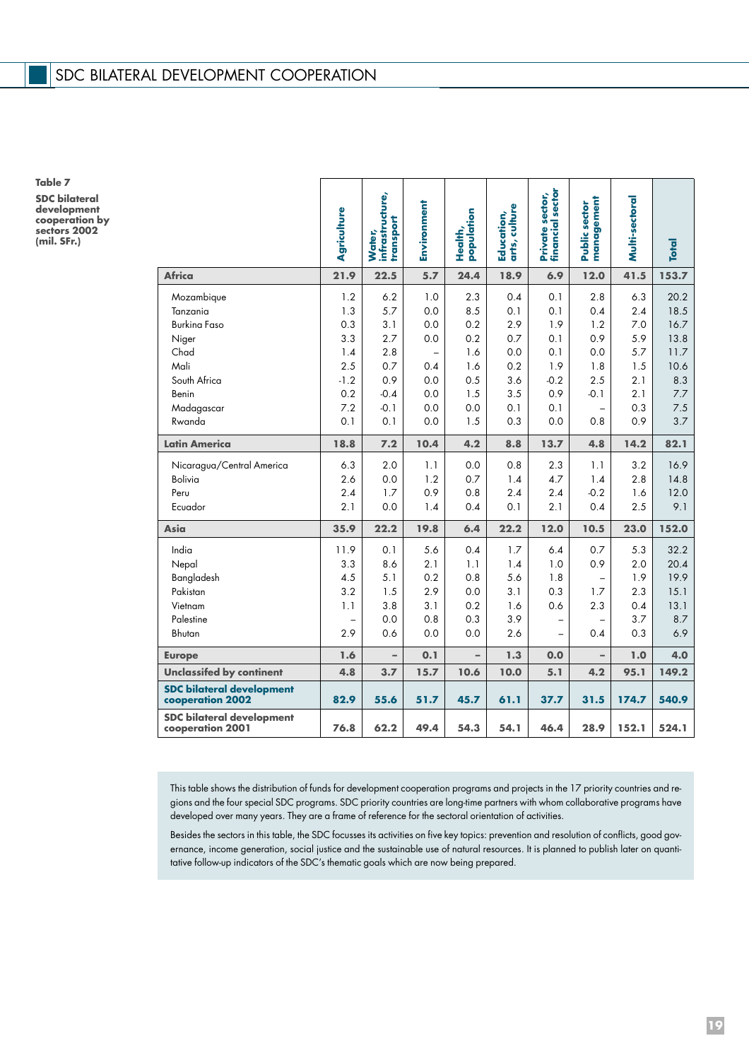## SDC BILATERAL DEVELOPMENT COOPERATION

**Table 7**

**SDC bilateral development cooperation by sectors 2002 (mil. SFr.)**

| | Agriculture | Water, infrastructure, transport | Environment | Health, population | Education, arts, culture | Private sector, financial sector | Public sector management | Multi-sectoral | Total |
|---|---|---|---|---|---|---|---|---|---|
| **Africa** | **21.9** | **22.5** | **5.7** | **24.4** | **18.9** | **6.9** | **12.0** | **41.5** | **153.7** |
| Mozambique | 1.2 | 6.2 | 1.0 | 2.3 | 0.4 | 0.1 | 2.8 | 6.3 | 20.2 |
| Tanzania | 1.3 | 5.7 | 0.0 | 8.5 | 0.1 | 0.1 | 0.4 | 2.4 | 18.5 |
| Burkina Faso | 0.3 | 3.1 | 0.0 | 0.2 | 2.9 | 1.9 | 1.2 | 7.0 | 16.7 |
| Niger | 3.3 | 2.7 | 0.0 | 0.2 | 0.7 | 0.1 | 0.9 | 5.9 | 13.8 |
| Chad | 1.4 | 2.8 | – | 1.6 | 0.0 | 0.1 | 0.0 | 5.7 | 11.7 |
| Mali | 2.5 | 0.7 | 0.4 | 1.6 | 0.2 | 1.9 | 1.8 | 1.5 | 10.6 |
| South Africa | -1.2 | 0.9 | 0.0 | 0.5 | 3.6 | -0.2 | 2.5 | 2.1 | 8.3 |
| Benin | 0.2 | -0.4 | 0.0 | 1.5 | 3.5 | 0.9 | -0.1 | 2.1 | 7.7 |
| Madagascar | 7.2 | -0.1 | 0.0 | 0.0 | 0.1 | 0.1 | – | 0.3 | 7.5 |
| Rwanda | 0.1 | 0.1 | 0.0 | 1.5 | 0.3 | 0.0 | 0.8 | 0.9 | 3.7 |
| **Latin America** | **18.8** | **7.2** | **10.4** | **4.2** | **8.8** | **13.7** | **4.8** | **14.2** | **82.1** |
| Nicaragua/Central America | 6.3 | 2.0 | 1.1 | 0.0 | 0.8 | 2.3 | 1.1 | 3.2 | 16.9 |
| Bolivia | 2.6 | 0.0 | 1.2 | 0.7 | 1.4 | 4.7 | 1.4 | 2.8 | 14.8 |
| Peru | 2.4 | 1.7 | 0.9 | 0.8 | 2.4 | 2.4 | -0.2 | 1.6 | 12.0 |
| Ecuador | 2.1 | 0.0 | 1.4 | 0.4 | 0.1 | 2.1 | 0.4 | 2.5 | 9.1 |
| **Asia** | **35.9** | **22.2** | **19.8** | **6.4** | **22.2** | **12.0** | **10.5** | **23.0** | **152.0** |
| India | 11.9 | 0.1 | 5.6 | 0.4 | 1.7 | 6.4 | 0.7 | 5.3 | 32.2 |
| Nepal | 3.3 | 8.6 | 2.1 | 1.1 | 1.4 | 1.0 | 0.9 | 2.0 | 20.4 |
| Bangladesh | 4.5 | 5.1 | 0.2 | 0.8 | 5.6 | 1.8 | – | 1.9 | 19.9 |
| Pakistan | 3.2 | 1.5 | 2.9 | 0.0 | 3.1 | 0.3 | 1.7 | 2.3 | 15.1 |
| Vietnam | 1.1 | 3.8 | 3.1 | 0.2 | 1.6 | 0.6 | 2.3 | 0.4 | 13.1 |
| Palestine | – | 0.0 | 0.8 | 0.3 | 3.9 | – | – | 3.7 | 8.7 |
| Bhutan | 2.9 | 0.6 | 0.0 | 0.0 | 2.6 | – | 0.4 | 0.3 | 6.9 |
| **Europe** | **1.6** | **–** | **0.1** | **–** | **1.3** | **0.0** | **–** | **1.0** | **4.0** |
| **Unclassifed by continent** | **4.8** | **3.7** | **15.7** | **10.6** | **10.0** | **5.1** | **4.2** | **95.1** | **149.2** |
| **SDC bilateral development cooperation 2002** | **82.9** | **55.6** | **51.7** | **45.7** | **61.1** | **37.7** | **31.5** | **174.7** | **540.9** |
| **SDC bilateral development cooperation 2001** | **76.8** | **62.2** | **49.4** | **54.3** | **54.1** | **46.4** | **28.9** | **152.1** | **524.1** |

This table shows the distribution of funds for development cooperation programs and projects in the 17 priority countries and regions and the four special SDC programs. SDC priority countries are long-time partners with whom collaborative programs have developed over many years. They are a frame of reference for the sectoral orientation of activities.

Besides the sectors in this table, the SDC focusses its activities on five key topics: prevention and resolution of conflicts, good governance, income generation, social justice and the sustainable use of natural resources. It is planned to publish later on quantitative follow-up indicators of the SDC's thematic goals which are now being prepared.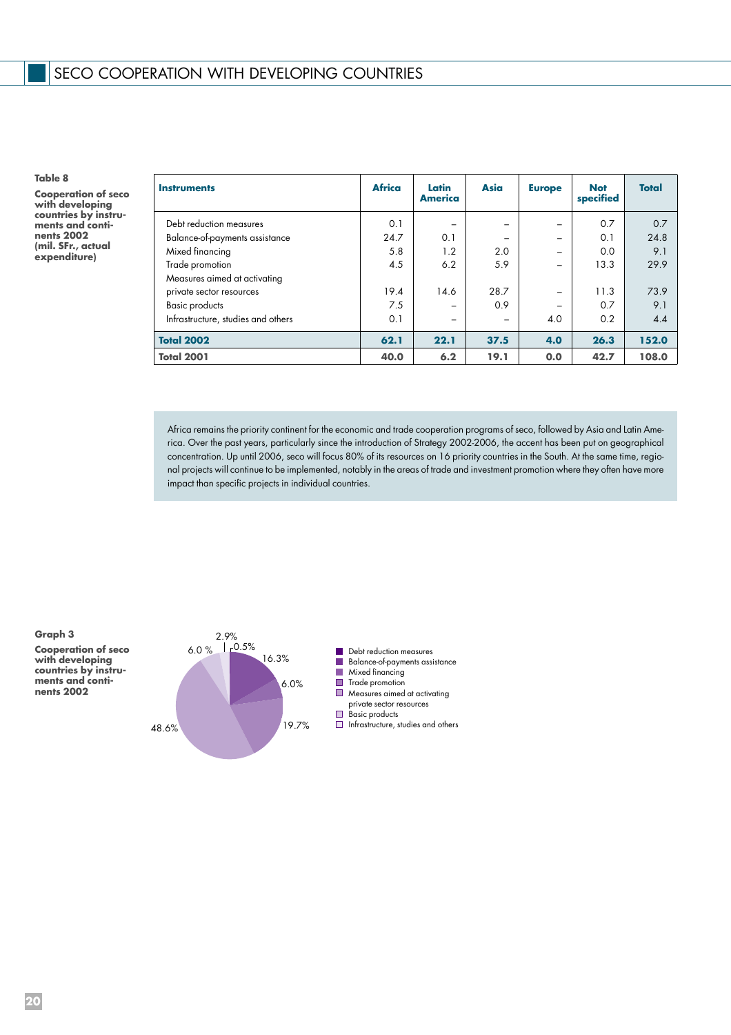## SECO COOPERATION WITH DEVELOPING COUNTRIES

**Table 8**

**Cooperation of seco with developing countries by instruments and continents 2002 (mil. SFr., actual expenditure)**

| Instruments | Africa | Latin America | Asia | Europe | Not specified | Total |
|---|---|---|---|---|---|---|
| Debt reduction measures | 0.1 | – | – | – | 0.7 | 0.7 |
| Balance-of-payments assistance | 24.7 | 0.1 | – | – | 0.1 | 24.8 |
| Mixed financing | 5.8 | 1.2 | 2.0 | – | 0.0 | 9.1 |
| Trade promotion | 4.5 | 6.2 | 5.9 | – | 13.3 | 29.9 |
| Measures aimed at activating private sector resources | 19.4 | 14.6 | 28.7 | – | 11.3 | 73.9 |
| Basic products | 7.5 | – | 0.9 | – | 0.7 | 9.1 |
| Infrastructure, studies and others | 0.1 | – | – | 4.0 | 0.2 | 4.4 |
| **Total 2002** | **62.1** | **22.1** | **37.5** | **4.0** | **26.3** | **152.0** |
| **Total 2001** | **40.0** | **6.2** | **19.1** | **0.0** | **42.7** | **108.0** |

Africa remains the priority continent for the economic and trade cooperation programs of seco, followed by Asia and Latin America. Over the past years, particularly since the introduction of Strategy 2002-2006, the accent has been put on geographical concentration. Up until 2006, seco will focus 80% of its resources on 16 priority countries in the South. At the same time, regional projects will continue to be implemented, notably in the areas of trade and investment promotion where they often have more impact than specific projects in individual countries.

**Graph 3**

**Cooperation of seco with developing countries by instruments and continents 2002**

2.9%
6.0 %
0.5%
16.3%
6.0%
19.7%
48.6%

- Debt reduction measures
- Balance-of-payments assistance
- Mixed financing
- Trade promotion
- Measures aimed at activating private sector resources
- Basic products
- Infrastructure, studies and others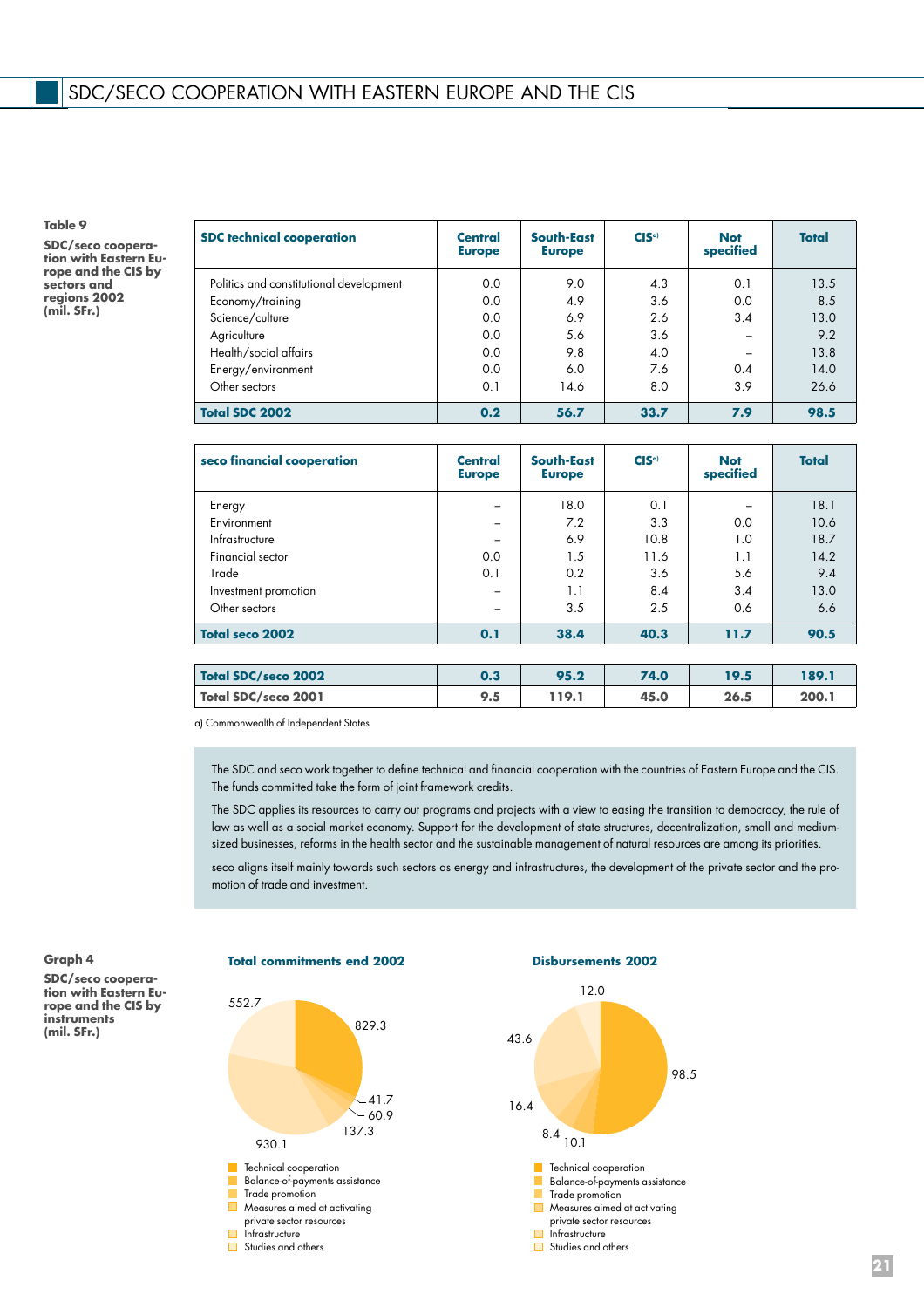# SDC/SECO COOPERATION WITH EASTERN EUROPE AND THE CIS

**Table 9**

**SDC/seco cooperation with Eastern Europe and the CIS by sectors and regions 2002 (mil. SFr.)**

| SDC technical cooperation | Central Europe | South-East Europe | CIS[a] | Not specified | Total |
|---|---|---|---|---|---|
| Politics and constitutional development | 0.0 | 9.0 | 4.3 | 0.1 | 13.5 |
| Economy/training | 0.0 | 4.9 | 3.6 | 0.0 | 8.5 |
| Science/culture | 0.0 | 6.9 | 2.6 | 3.4 | 13.0 |
| Agriculture | 0.0 | 5.6 | 3.6 | – | 9.2 |
| Health/social affairs | 0.0 | 9.8 | 4.0 | – | 13.8 |
| Energy/environment | 0.0 | 6.0 | 7.6 | 0.4 | 14.0 |
| Other sectors | 0.1 | 14.6 | 8.0 | 3.9 | 26.6 |
| **Total SDC 2002** | **0.2** | **56.7** | **33.7** | **7.9** | **98.5** |

| seco financial cooperation | Central Europe | South-East Europe | CIS[a] | Not specified | Total |
|---|---|---|---|---|---|
| Energy | – | 18.0 | 0.1 | – | 18.1 |
| Environment | – | 7.2 | 3.3 | 0.0 | 10.6 |
| Infrastructure | – | 6.9 | 10.8 | 1.0 | 18.7 |
| Financial sector | 0.0 | 1.5 | 11.6 | 1.1 | 14.2 |
| Trade | 0.1 | 0.2 | 3.6 | 5.6 | 9.4 |
| Investment promotion | – | 1.1 | 8.4 | 3.4 | 13.0 |
| Other sectors | – | 3.5 | 2.5 | 0.6 | 6.6 |
| **Total seco 2002** | **0.1** | **38.4** | **40.3** | **11.7** | **90.5** |

| | Central Europe | South-East Europe | CIS[a] | Not specified | Total |
|---|---|---|---|---|---|
| **Total SDC/seco 2002** | **0.3** | **95.2** | **74.0** | **19.5** | **189.1** |
| **Total SDC/seco 2001** | **9.5** | **119.1** | **45.0** | **26.5** | **200.1** |

a) Commonwealth of Independent States

The SDC and seco work together to define technical and financial cooperation with the countries of Eastern Europe and the CIS. The funds committed take the form of joint framework credits.

The SDC applies its resources to carry out programs and projects with a view to easing the transition to democracy, the rule of law as well as a social market economy. Support for the development of state structures, decentralization, small and medium-sized businesses, reforms in the health sector and the sustainable management of natural resources are among its priorities.

seco aligns itself mainly towards such sectors as energy and infrastructures, the development of the private sector and the promotion of trade and investment.

**Graph 4**

**SDC/seco cooperation with Eastern Europe and the CIS by instruments (mil. SFr.)**

**Total commitments end 2002**

552.7
829.3
41.7
60.9
137.3
930.1

- Technical cooperation
- Balance-of-payments assistance
- Trade promotion
- Measures aimed at activating private sector resources
- Infrastructure
- Studies and others

**Disbursements 2002**

12.0
43.6
98.5
16.4
8.4
10.1

- Technical cooperation
- Balance-of-payments assistance
- Trade promotion
- Measures aimed at activating private sector resources
- Infrastructure
- Studies and others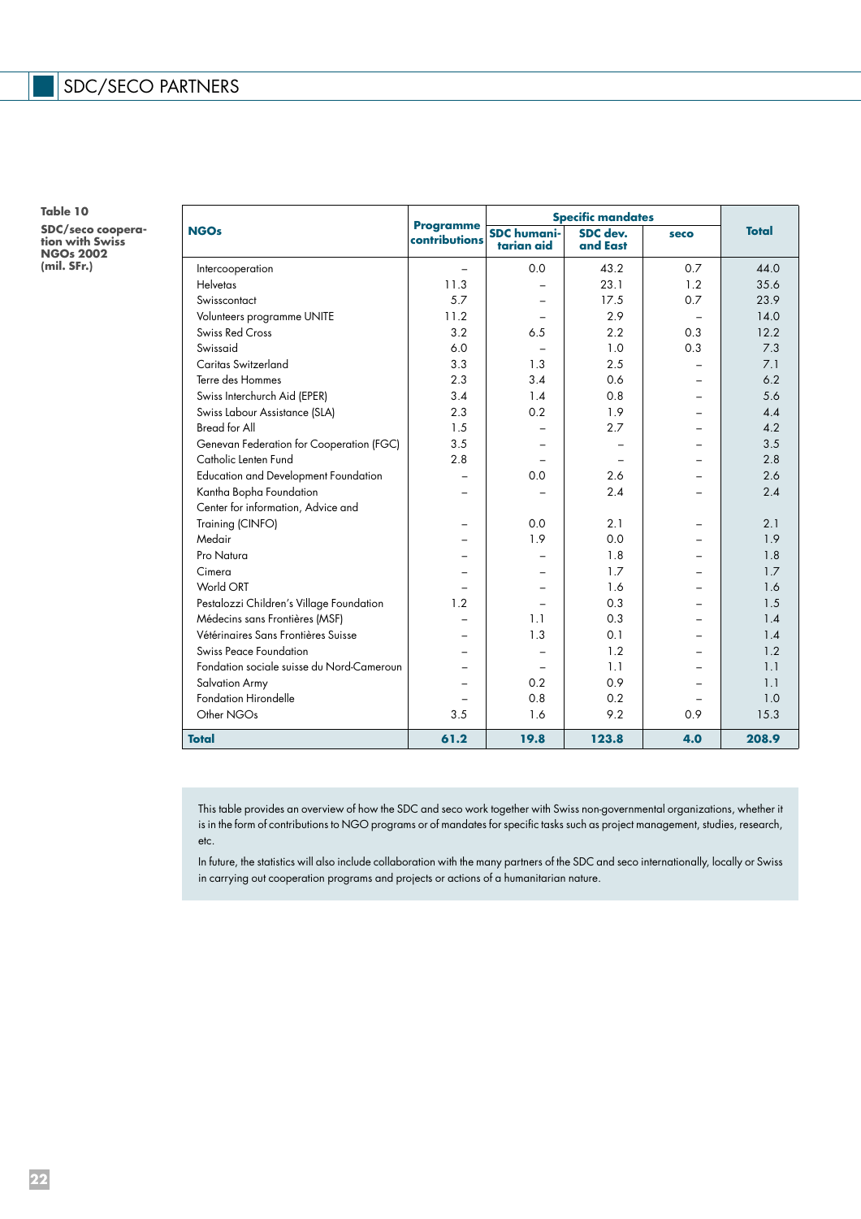**Table 10**

**SDC/seco cooperation with Swiss NGOs 2002 (mil. SFr.)**

| NGOs | Programme contributions | Specific mandates | | | Total |
|---|---|---|---|---|---|
| | | SDC humanitarian aid | SDC dev. and East | seco | |
| Intercooperation | – | 0.0 | 43.2 | 0.7 | 44.0 |
| Helvetas | 11.3 | – | 23.1 | 1.2 | 35.6 |
| Swisscontact | 5.7 | – | 17.5 | 0.7 | 23.9 |
| Volunteers programme UNITE | 11.2 | – | 2.9 | – | 14.0 |
| Swiss Red Cross | 3.2 | 6.5 | 2.2 | 0.3 | 12.2 |
| Swissaid | 6.0 | – | 1.0 | 0.3 | 7.3 |
| Caritas Switzerland | 3.3 | 1.3 | 2.5 | – | 7.1 |
| Terre des Hommes | 2.3 | 3.4 | 0.6 | – | 6.2 |
| Swiss Interchurch Aid (EPER) | 3.4 | 1.4 | 0.8 | – | 5.6 |
| Swiss Labour Assistance (SLA) | 2.3 | 0.2 | 1.9 | – | 4.4 |
| Bread for All | 1.5 | – | 2.7 | – | 4.2 |
| Genevan Federation for Cooperation (FGC) | 3.5 | – | – | – | 3.5 |
| Catholic Lenten Fund | 2.8 | – | – | – | 2.8 |
| Education and Development Foundation | – | 0.0 | 2.6 | – | 2.6 |
| Kantha Bopha Foundation | – | – | 2.4 | – | 2.4 |
| Center for information, Advice and Training (CINFO) | – | 0.0 | 2.1 | – | 2.1 |
| Medair | – | 1.9 | 0.0 | – | 1.9 |
| Pro Natura | – | – | 1.8 | – | 1.8 |
| Cimera | – | – | 1.7 | – | 1.7 |
| World ORT | – | – | 1.6 | – | 1.6 |
| Pestalozzi Children's Village Foundation | 1.2 | – | 0.3 | – | 1.5 |
| Médecins sans Frontières (MSF) | – | 1.1 | 0.3 | – | 1.4 |
| Vétérinaires Sans Frontières Suisse | – | 1.3 | 0.1 | – | 1.4 |
| Swiss Peace Foundation | – | – | 1.2 | – | 1.2 |
| Fondation sociale suisse du Nord-Cameroun | – | – | 1.1 | – | 1.1 |
| Salvation Army | – | 0.2 | 0.9 | – | 1.1 |
| Fondation Hirondelle | – | 0.8 | 0.2 | – | 1.0 |
| Other NGOs | 3.5 | 1.6 | 9.2 | 0.9 | 15.3 |
| **Total** | **61.2** | **19.8** | **123.8** | **4.0** | **208.9** |

This table provides an overview of how the SDC and seco work together with Swiss non-governmental organizations, whether it is in the form of contributions to NGO programs or of mandates for specific tasks such as project management, studies, research, etc.

In future, the statistics will also include collaboration with the many partners of the SDC and seco internationally, locally or Swiss in carrying out cooperation programs and projects or actions of a humanitarian nature.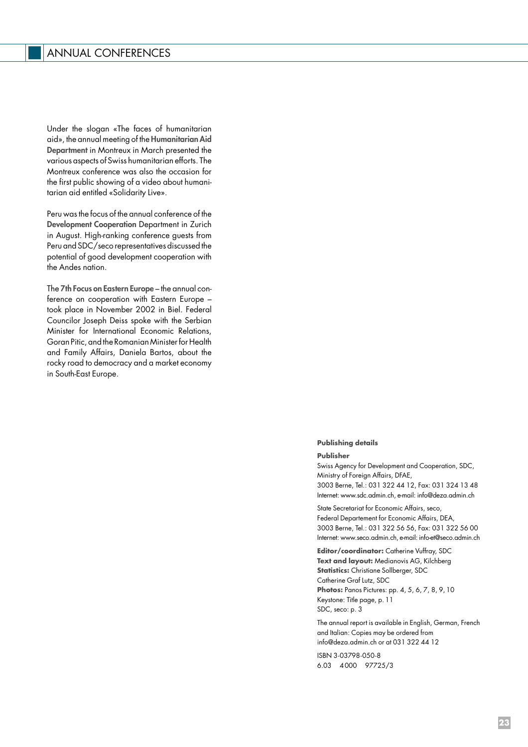# ANNUAL CONFERENCES

Under the slogan «The faces of humanitarian aid», the annual meeting of the **Humanitarian Aid Department** in Montreux in March presented the various aspects of Swiss humanitarian efforts. The Montreux conference was also the occasion for the first public showing of a video about humanitarian aid entitled «Solidarity Live».

Peru was the focus of the annual conference of the **Development Cooperation** Department in Zurich in August. High-ranking conference guests from Peru and SDC/seco representatives discussed the potential of good development cooperation with the Andes nation.

The **7th Focus on Eastern Europe** – the annual conference on cooperation with Eastern Europe – took place in November 2002 in Biel. Federal Councilor Joseph Deiss spoke with the Serbian Minister for International Economic Relations, Goran Pitic, and the Romanian Minister for Health and Family Affairs, Daniela Bartos, about the rocky road to democracy and a market economy in South-East Europe.

**Publishing details**

**Publisher**
Swiss Agency for Development and Cooperation, SDC,
Ministry of Foreign Affairs, DFAE,
3003 Berne, Tel.: 031 322 44 12, Fax: 031 324 13 48
Internet: www.sdc.admin.ch, e-mail: info@deza.admin.ch

State Secretariat for Economic Affairs, seco,
Federal Departement for Economic Affairs, DEA,
3003 Berne, Tel.: 031 322 56 56, Fax: 031 322 56 00
Internet: www.seco.admin.ch, e-mail: info-et@seco.admin.ch

**Editor/coordinator:** Catherine Vuffray, SDC
**Text and layout:** Medianovis AG, Kilchberg
**Statistics:** Christiane Sollberger, SDC
Catherine Graf Lutz, SDC
**Photos:** Panos Pictures: pp. 4, 5, 6, 7, 8, 9, 10
Keystone: Title page, p. 11
SDC, seco: p. 3

The annual report is available in English, German, French and Italian: Copies may be ordered from info@deza.admin.ch or at 031 322 44 12

ISBN 3-03798-050-8
6.03 4000 97725/3